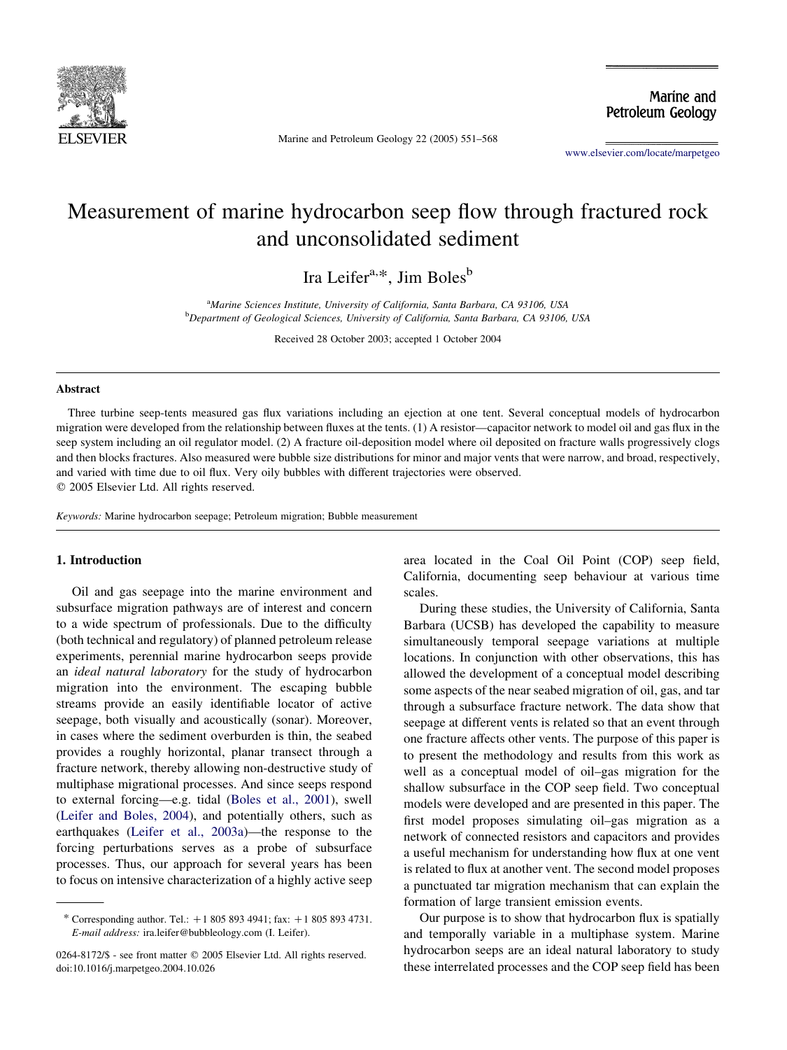# Measurement of marine hydrocarbon seep flow through fractured rock and unconsolidated sediment

Ira Leifer[a,*], Jim Boles[b]

[a] *Marine Sciences Institute, University of California, Santa Barbara, CA 93106, USA*
[b] *Department of Geological Sciences, University of California, Santa Barbara, CA 93106, USA*

Received 28 October 2003; accepted 1 October 2004

## Abstract

Three turbine seep-tents measured gas flux variations including an ejection at one tent. Several conceptual models of hydrocarbon migration were developed from the relationship between fluxes at the tents. (1) A resistor—capacitor network to model oil and gas flux in the seep system including an oil regulator model. (2) A fracture oil-deposition model where oil deposited on fracture walls progressively clogs and then blocks fractures. Also measured were bubble size distributions for minor and major vents that were narrow, and broad, respectively, and varied with time due to oil flux. Very oily bubbles with different trajectories were observed.

© 2005 Elsevier Ltd. All rights reserved.

*Keywords:* Marine hydrocarbon seepage; Petroleum migration; Bubble measurement

## 1. Introduction

Oil and gas seepage into the marine environment and subsurface migration pathways are of interest and concern to a wide spectrum of professionals. Due to the difficulty (both technical and regulatory) of planned petroleum release experiments, perennial marine hydrocarbon seeps provide an *ideal natural laboratory* for the study of hydrocarbon migration into the environment. The escaping bubble streams provide an easily identifiable locator of active seepage, both visually and acoustically (sonar). Moreover, in cases where the sediment overburden is thin, the seabed provides a roughly horizontal, planar transect through a fracture network, thereby allowing non-destructive study of multiphase migrational processes. And since seeps respond to external forcing—e.g. tidal (Boles et al., 2001), swell (Leifer and Boles, 2004), and potentially others, such as earthquakes (Leifer et al., 2003a)—the response to the forcing perturbations serves as a probe of subsurface processes. Thus, our approach for several years has been to focus on intensive characterization of a highly active seep area located in the Coal Oil Point (COP) seep field, California, documenting seep behaviour at various time scales.

During these studies, the University of California, Santa Barbara (UCSB) has developed the capability to measure simultaneously temporal seepage variations at multiple locations. In conjunction with other observations, this has allowed the development of a conceptual model describing some aspects of the near seabed migration of oil, gas, and tar through a subsurface fracture network. The data show that seepage at different vents is related so that an event through one fracture affects other vents. The purpose of this paper is to present the methodology and results from this work as well as a conceptual model of oil–gas migration for the shallow subsurface in the COP seep field. Two conceptual models were developed and are presented in this paper. The first model proposes simulating oil–gas migration as a network of connected resistors and capacitors and provides a useful mechanism for understanding how flux at one vent is related to flux at another vent. The second model proposes a punctuated tar migration mechanism that can explain the formation of large transient emission events.

Our purpose is to show that hydrocarbon flux is spatially and temporally variable in a multiphase system. Marine hydrocarbon seeps are an ideal natural laboratory to study these interrelated processes and the COP seep field has been

* Corresponding author. Tel.: +1 805 893 4941; fax: +1 805 893 4731. *E-mail address:* ira.leifer@bubbleology.com (I. Leifer).

0264-8172/$ - see front matter © 2005 Elsevier Ltd. All rights reserved.
doi:10.1016/j.marpetgeo.2004.10.026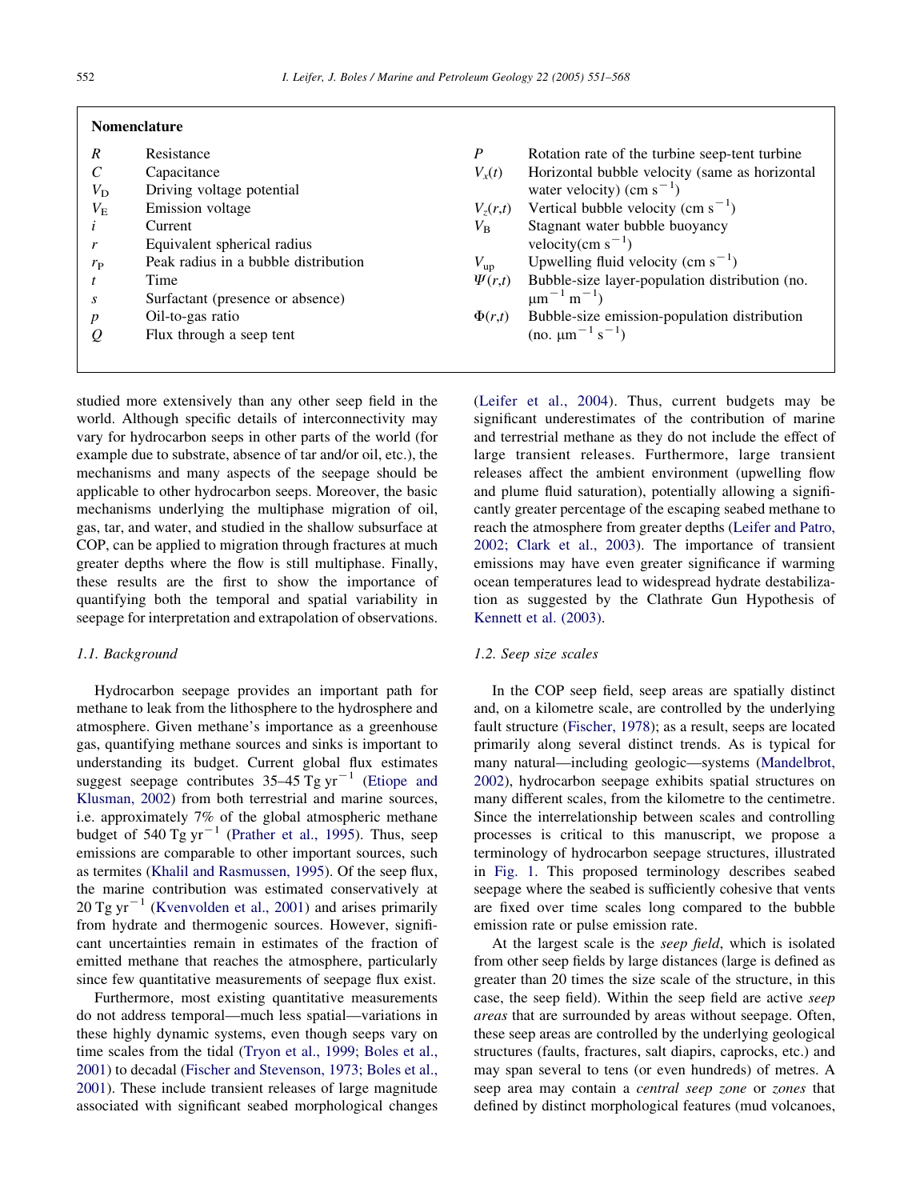## Nomenclature

| Symbol | Description |
| --- | --- |
| $R$ | Resistance |
| $C$ | Capacitance |
| $V_D$ | Driving voltage potential |
| $V_E$ | Emission voltage |
| $i$ | Current |
| $r$ | Equivalent spherical radius |
| $r_P$ | Peak radius in a bubble distribution |
| $t$ | Time |
| $s$ | Surfactant (presence or absence) |
| $p$ | Oil-to-gas ratio |
| $Q$ | Flux through a seep tent |
| $P$ | Rotation rate of the turbine seep-tent turbine |
| $V_x(t)$ | Horizontal bubble velocity (same as horizontal water velocity) (cm s$^{-1}$) |
| $V_z(r,t)$ | Vertical bubble velocity (cm s$^{-1}$) |
| $V_B$ | Stagnant water bubble buoyancy velocity(cm s$^{-1}$) |
| $V_{up}$ | Upwelling fluid velocity (cm s$^{-1}$) |
| $\Psi(r,t)$ | Bubble-size layer-population distribution (no. μm$^{-1}$ m$^{-1}$) |
| $\Phi(r,t)$ | Bubble-size emission-population distribution (no. μm$^{-1}$ s$^{-1}$) |

studied more extensively than any other seep field in the world. Although specific details of interconnectivity may vary for hydrocarbon seeps in other parts of the world (for example due to substrate, absence of tar and/or oil, etc.), the mechanisms and many aspects of the seepage should be applicable to other hydrocarbon seeps. Moreover, the basic mechanisms underlying the multiphase migration of oil, gas, tar, and water, and studied in the shallow subsurface at COP, can be applied to migration through fractures at much greater depths where the flow is still multiphase. Finally, these results are the first to show the importance of quantifying both the temporal and spatial variability in seepage for interpretation and extrapolation of observations.

### 1.1. Background

Hydrocarbon seepage provides an important path for methane to leak from the lithosphere to the hydrosphere and atmosphere. Given methane's importance as a greenhouse gas, quantifying methane sources and sinks is important to understanding its budget. Current global flux estimates suggest seepage contributes 35–45 Tg yr$^{-1}$ (Etiope and Klusman, 2002) from both terrestrial and marine sources, i.e. approximately 7% of the global atmospheric methane budget of 540 Tg yr$^{-1}$ (Prather et al., 1995). Thus, seep emissions are comparable to other important sources, such as termites (Khalil and Rasmussen, 1995). Of the seep flux, the marine contribution was estimated conservatively at 20 Tg yr$^{-1}$ (Kvenvolden et al., 2001) and arises primarily from hydrate and thermogenic sources. However, significant uncertainties remain in estimates of the fraction of emitted methane that reaches the atmosphere, particularly since few quantitative measurements of seepage flux exist.

Furthermore, most existing quantitative measurements do not address temporal—much less spatial—variations in these highly dynamic systems, even though seeps vary on time scales from the tidal (Tryon et al., 1999; Boles et al., 2001) to decadal (Fischer and Stevenson, 1973; Boles et al., 2001). These include transient releases of large magnitude associated with significant seabed morphological changes (Leifer et al., 2004). Thus, current budgets may be significant underestimates of the contribution of marine and terrestrial methane as they do not include the effect of large transient releases. Furthermore, large transient releases affect the ambient environment (upwelling flow and plume fluid saturation), potentially allowing a significantly greater percentage of the escaping seabed methane to reach the atmosphere from greater depths (Leifer and Patro, 2002; Clark et al., 2003). The importance of transient emissions may have even greater significance if warming ocean temperatures lead to widespread hydrate destabilization as suggested by the Clathrate Gun Hypothesis of Kennett et al. (2003).

### 1.2. Seep size scales

In the COP seep field, seep areas are spatially distinct and, on a kilometre scale, are controlled by the underlying fault structure (Fischer, 1978); as a result, seeps are located primarily along several distinct trends. As is typical for many natural—including geologic—systems (Mandelbrot, 2002), hydrocarbon seepage exhibits spatial structures on many different scales, from the kilometre to the centimetre. Since the interrelationship between scales and controlling processes is critical to this manuscript, we propose a terminology of hydrocarbon seepage structures, illustrated in Fig. 1. This proposed terminology describes seabed seepage where the seabed is sufficiently cohesive that vents are fixed over time scales long compared to the bubble emission rate or pulse emission rate.

At the largest scale is the *seep field*, which is isolated from other seep fields by large distances (large is defined as greater than 20 times the size scale of the structure, in this case, the seep field). Within the seep field are active *seep areas* that are surrounded by areas without seepage. Often, these seep areas are controlled by the underlying geological structures (faults, fractures, salt diapirs, caprocks, etc.) and may span several to tens (or even hundreds) of metres. A seep area may contain a *central seep zone* or *zones* that defined by distinct morphological features (mud volcanoes,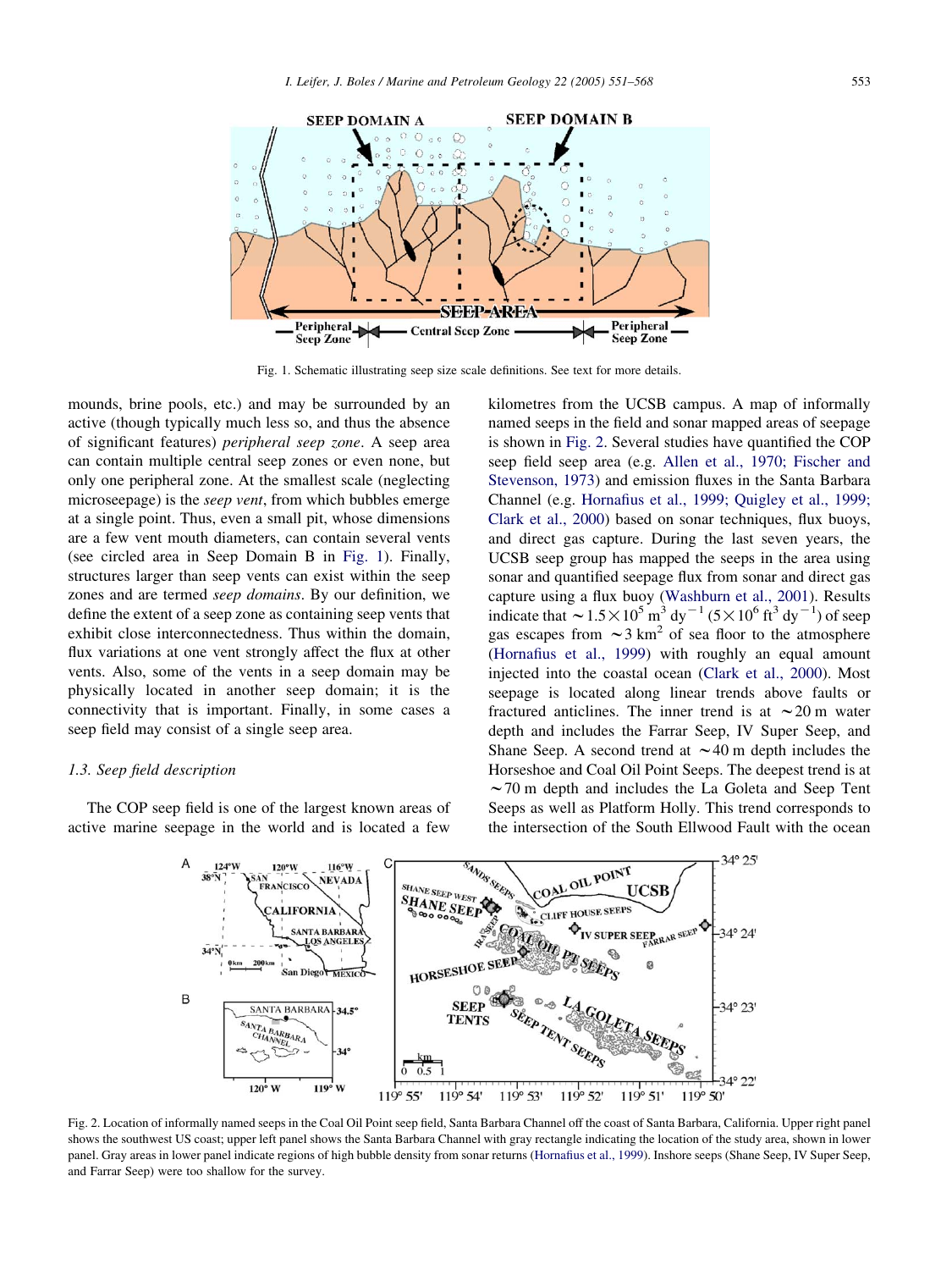Fig. 1. Schematic illustrating seep size scale definitions. See text for more details.

mounds, brine pools, etc.) and may be surrounded by an active (though typically much less so, and thus the absence of significant features) *peripheral seep zone*. A seep area can contain multiple central seep zones or even none, but only one peripheral zone. At the smallest scale (neglecting microseepage) is the *seep vent*, from which bubbles emerge at a single point. Thus, even a small pit, whose dimensions are a few vent mouth diameters, can contain several vents (see circled area in Seep Domain B in Fig. 1). Finally, structures larger than seep vents can exist within the seep zones and are termed *seep domains*. By our definition, we define the extent of a seep zone as containing seep vents that exhibit close interconnectedness. Thus within the domain, flux variations at one vent strongly affect the flux at other vents. Also, some of the vents in a seep domain may be physically located in another seep domain; it is the connectivity that is important. Finally, in some cases a seep field may consist of a single seep area.

### 1.3. Seep field description

The COP seep field is one of the largest known areas of active marine seepage in the world and is located a few kilometres from the UCSB campus. A map of informally named seeps in the field and sonar mapped areas of seepage is shown in Fig. 2. Several studies have quantified the COP seep field seep area (e.g. Allen et al., 1970; Fischer and Stevenson, 1973) and emission fluxes in the Santa Barbara Channel (e.g. Hornafius et al., 1999; Quigley et al., 1999; Clark et al., 2000) based on sonar techniques, flux buoys, and direct gas capture. During the last seven years, the UCSB seep group has mapped the seeps in the area using sonar and quantified seepage flux from sonar and direct gas capture using a flux buoy (Washburn et al., 2001). Results indicate that $\sim 1.5 \times 10^5$ m$^3$ dy$^{-1}$ ($5 \times 10^6$ ft$^3$ dy$^{-1}$) of seep gas escapes from $\sim 3$ km$^2$ of sea floor to the atmosphere (Hornafius et al., 1999) with roughly an equal amount injected into the coastal ocean (Clark et al., 2000). Most seepage is located along linear trends above faults or fractured anticlines. The inner trend is at $\sim 20$ m water depth and includes the Farrar Seep, IV Super Seep, and Shane Seep. A second trend at $\sim 40$ m depth includes the Horseshoe and Coal Oil Point Seeps. The deepest trend is at $\sim 70$ m depth and includes the La Goleta and Seep Tent Seeps as well as Platform Holly. This trend corresponds to the intersection of the South Ellwood Fault with the ocean

Fig. 2. Location of informally named seeps in the Coal Oil Point seep field, Santa Barbara Channel off the coast of Santa Barbara, California. Upper right panel shows the southwest US coast; upper left panel shows the Santa Barbara Channel with gray rectangle indicating the location of the study area, shown in lower panel. Gray areas in lower panel indicate regions of high bubble density from sonar returns (Hornafius et al., 1999). Inshore seeps (Shane Seep, IV Super Seep, and Farrar Seep) were too shallow for the survey.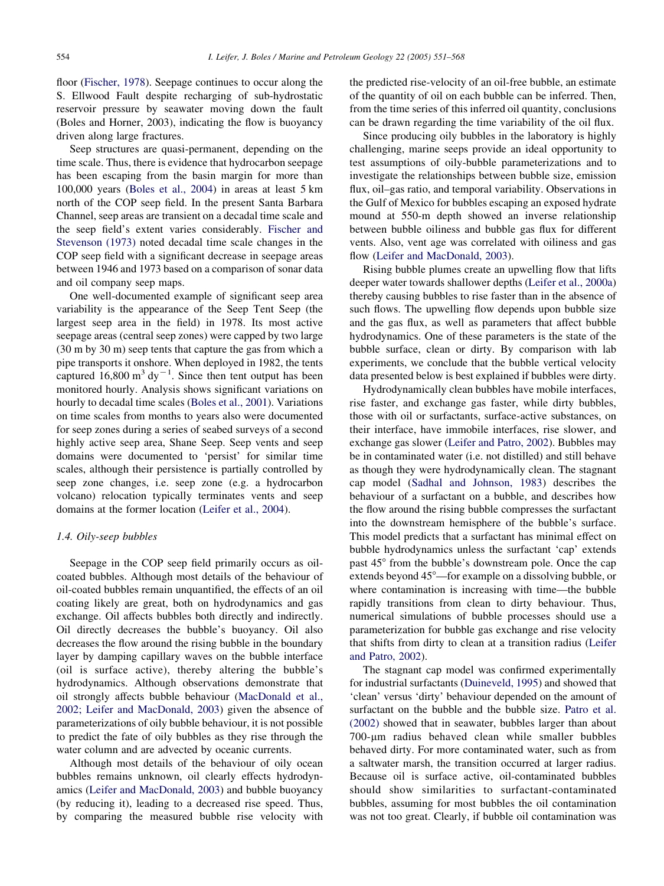floor (Fischer, 1978). Seepage continues to occur along the S. Ellwood Fault despite recharging of sub-hydrostatic reservoir pressure by seawater moving down the fault (Boles and Horner, 2003), indicating the flow is buoyancy driven along large fractures.

Seep structures are quasi-permanent, depending on the time scale. Thus, there is evidence that hydrocarbon seepage has been escaping from the basin margin for more than 100,000 years (Boles et al., 2004) in areas at least 5 km north of the COP seep field. In the present Santa Barbara Channel, seep areas are transient on a decadal time scale and the seep field's extent varies considerably. Fischer and Stevenson (1973) noted decadal time scale changes in the COP seep field with a significant decrease in seepage areas between 1946 and 1973 based on a comparison of sonar data and oil company seep maps.

One well-documented example of significant seep area variability is the appearance of the Seep Tent Seep (the largest seep area in the field) in 1978. Its most active seepage areas (central seep zones) were capped by two large (30 m by 30 m) seep tents that capture the gas from which a pipe transports it onshore. When deployed in 1982, the tents captured 16,800 $m^3$ $dy^{-1}$. Since then tent output has been monitored hourly. Analysis shows significant variations on hourly to decadal time scales (Boles et al., 2001). Variations on time scales from months to years also were documented for seep zones during a series of seabed surveys of a second highly active seep area, Shane Seep. Seep vents and seep domains were documented to 'persist' for similar time scales, although their persistence is partially controlled by seep zone changes, i.e. seep zone (e.g. a hydrocarbon volcano) relocation typically terminates vents and seep domains at the former location (Leifer et al., 2004).

### 1.4. Oily-seep bubbles

Seepage in the COP seep field primarily occurs as oil-coated bubbles. Although most details of the behaviour of oil-coated bubbles remain unquantified, the effects of an oil coating likely are great, both on hydrodynamics and gas exchange. Oil affects bubbles both directly and indirectly. Oil directly decreases the bubble's buoyancy. Oil also decreases the flow around the rising bubble in the boundary layer by damping capillary waves on the bubble interface (oil is surface active), thereby altering the bubble's hydrodynamics. Although observations demonstrate that oil strongly affects bubble behaviour (MacDonald et al., 2002; Leifer and MacDonald, 2003) given the absence of parameterizations of oily bubble behaviour, it is not possible to predict the fate of oily bubbles as they rise through the water column and are advected by oceanic currents.

Although most details of the behaviour of oily ocean bubbles remains unknown, oil clearly effects hydrodynamics (Leifer and MacDonald, 2003) and bubble buoyancy (by reducing it), leading to a decreased rise speed. Thus, by comparing the measured bubble rise velocity with the predicted rise-velocity of an oil-free bubble, an estimate of the quantity of oil on each bubble can be inferred. Then, from the time series of this inferred oil quantity, conclusions can be drawn regarding the time variability of the oil flux.

Since producing oily bubbles in the laboratory is highly challenging, marine seeps provide an ideal opportunity to test assumptions of oily-bubble parameterizations and to investigate the relationships between bubble size, emission flux, oil–gas ratio, and temporal variability. Observations in the Gulf of Mexico for bubbles escaping an exposed hydrate mound at 550-m depth showed an inverse relationship between bubble oiliness and bubble gas flux for different vents. Also, vent age was correlated with oiliness and gas flow (Leifer and MacDonald, 2003).

Rising bubble plumes create an upwelling flow that lifts deeper water towards shallower depths (Leifer et al., 2000a) thereby causing bubbles to rise faster than in the absence of such flows. The upwelling flow depends upon bubble size and the gas flux, as well as parameters that affect bubble hydrodynamics. One of these parameters is the state of the bubble surface, clean or dirty. By comparison with lab experiments, we conclude that the bubble vertical velocity data presented below is best explained if bubbles were dirty.

Hydrodynamically clean bubbles have mobile interfaces, rise faster, and exchange gas faster, while dirty bubbles, those with oil or surfactants, surface-active substances, on their interface, have immobile interfaces, rise slower, and exchange gas slower (Leifer and Patro, 2002). Bubbles may be in contaminated water (i.e. not distilled) and still behave as though they were hydrodynamically clean. The stagnant cap model (Sadhal and Johnson, 1983) describes the behaviour of a surfactant on a bubble, and describes how the flow around the rising bubble compresses the surfactant into the downstream hemisphere of the bubble's surface. This model predicts that a surfactant has minimal effect on bubble hydrodynamics unless the surfactant 'cap' extends past 45° from the bubble's downstream pole. Once the cap extends beyond 45°—for example on a dissolving bubble, or where contamination is increasing with time—the bubble rapidly transitions from clean to dirty behaviour. Thus, numerical simulations of bubble processes should use a parameterization for bubble gas exchange and rise velocity that shifts from dirty to clean at a transition radius (Leifer and Patro, 2002).

The stagnant cap model was confirmed experimentally for industrial surfactants (Duineveld, 1995) and showed that 'clean' versus 'dirty' behaviour depended on the amount of surfactant on the bubble and the bubble size. Patro et al. (2002) showed that in seawater, bubbles larger than about 700-μm radius behaved clean while smaller bubbles behaved dirty. For more contaminated water, such as from a saltwater marsh, the transition occurred at larger radius. Because oil is surface active, oil-contaminated bubbles should show similarities to surfactant-contaminated bubbles, assuming for most bubbles the oil contamination was not too great. Clearly, if bubble oil contamination was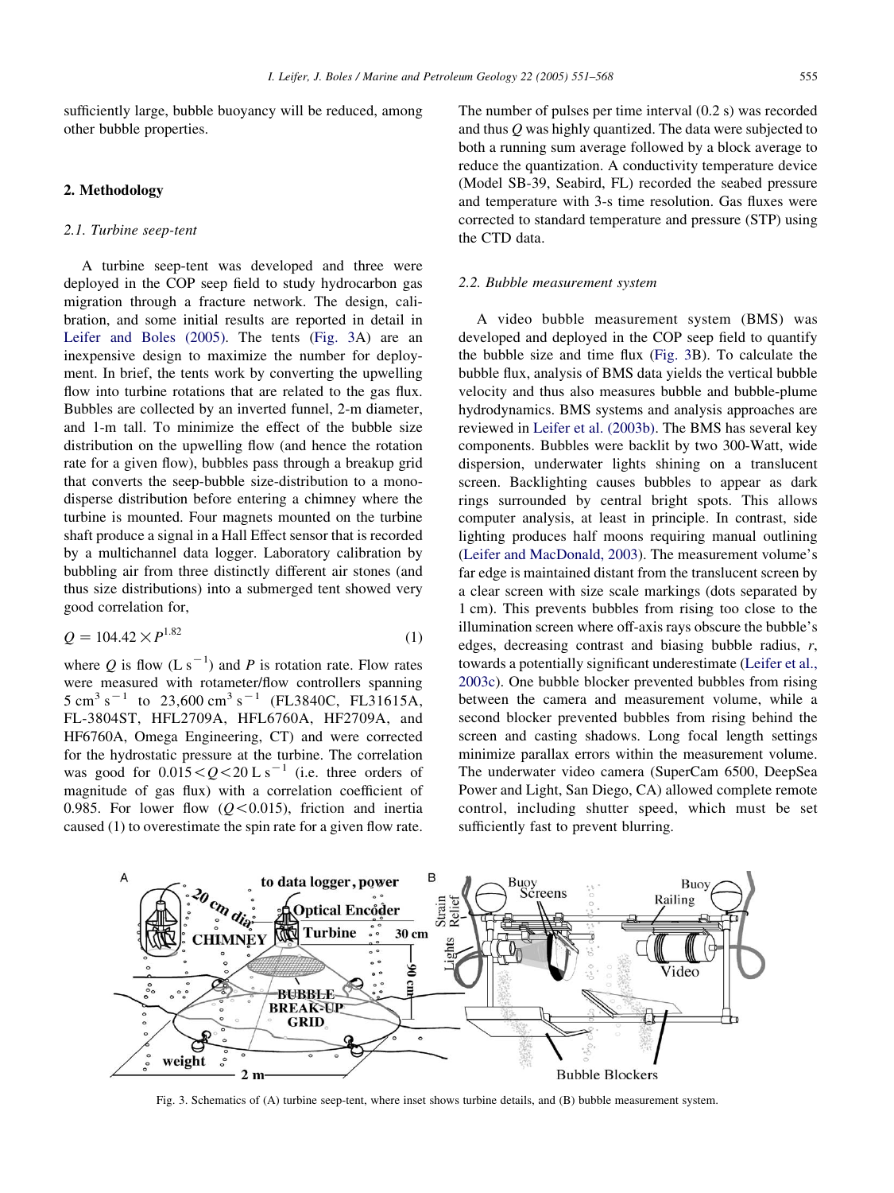sufficiently large, bubble buoyancy will be reduced, among other bubble properties.

## 2. Methodology

### 2.1. Turbine seep-tent

A turbine seep-tent was developed and three were deployed in the COP seep field to study hydrocarbon gas migration through a fracture network. The design, calibration, and some initial results are reported in detail in Leifer and Boles (2005). The tents (Fig. 3A) are an inexpensive design to maximize the number for deployment. In brief, the tents work by converting the upwelling flow into turbine rotations that are related to the gas flux. Bubbles are collected by an inverted funnel, 2-m diameter, and 1-m tall. To minimize the effect of the bubble size distribution on the upwelling flow (and hence the rotation rate for a given flow), bubbles pass through a breakup grid that converts the seep-bubble size-distribution to a monodisperse distribution before entering a chimney where the turbine is mounted. Four magnets mounted on the turbine shaft produce a signal in a Hall Effect sensor that is recorded by a multichannel data logger. Laboratory calibration by bubbling air from three distinctly different air stones (and thus size distributions) into a submerged tent showed very good correlation for,

$$Q = 104.42 \times P^{1.82} \tag{1}$$

where $Q$ is flow ($\mathrm{L\,s^{-1}}$) and $P$ is rotation rate. Flow rates were measured with rotameter/flow controllers spanning $5\ \mathrm{cm^3\,s^{-1}}$ to $23{,}600\ \mathrm{cm^3\,s^{-1}}$ (FL3840C, FL31615A, FL-3804ST, HFL2709A, HFL6760A, HF2709A, and HF6760A, Omega Engineering, CT) and were corrected for the hydrostatic pressure at the turbine. The correlation was good for $0.015 < Q < 20\ \mathrm{L\,s^{-1}}$ (i.e. three orders of magnitude of gas flux) with a correlation coefficient of 0.985. For lower flow ($Q < 0.015$), friction and inertia caused (1) to overestimate the spin rate for a given flow rate. The number of pulses per time interval (0.2 s) was recorded and thus $Q$ was highly quantized. The data were subjected to both a running sum average followed by a block average to reduce the quantization. A conductivity temperature device (Model SB-39, Seabird, FL) recorded the seabed pressure and temperature with 3-s time resolution. Gas fluxes were corrected to standard temperature and pressure (STP) using the CTD data.

### 2.2. Bubble measurement system

A video bubble measurement system (BMS) was developed and deployed in the COP seep field to quantify the bubble size and time flux (Fig. 3B). To calculate the bubble flux, analysis of BMS data yields the vertical bubble velocity and thus also measures bubble and bubble-plume hydrodynamics. BMS systems and analysis approaches are reviewed in Leifer et al. (2003b). The BMS has several key components. Bubbles were backlit by two 300-Watt, wide dispersion, underwater lights shining on a translucent screen. Backlighting causes bubbles to appear as dark rings surrounded by central bright spots. This allows computer analysis, at least in principle. In contrast, side lighting produces half moons requiring manual outlining (Leifer and MacDonald, 2003). The measurement volume's far edge is maintained distant from the translucent screen by a clear screen with size scale markings (dots separated by 1 cm). This prevents bubbles from rising too close to the illumination screen where off-axis rays obscure the bubble's edges, decreasing contrast and biasing bubble radius, $r$, towards a potentially significant underestimate (Leifer et al., 2003c). One bubble blocker prevented bubbles from rising between the camera and measurement volume, while a second blocker prevented bubbles from rising behind the screen and casting shadows. Long focal length settings minimize parallax errors within the measurement volume. The underwater video camera (SuperCam 6500, DeepSea Power and Light, San Diego, CA) allowed complete remote control, including shutter speed, which must be set sufficiently fast to prevent blurring.

Fig. 3. Schematics of (A) turbine seep-tent, where inset shows turbine details, and (B) bubble measurement system.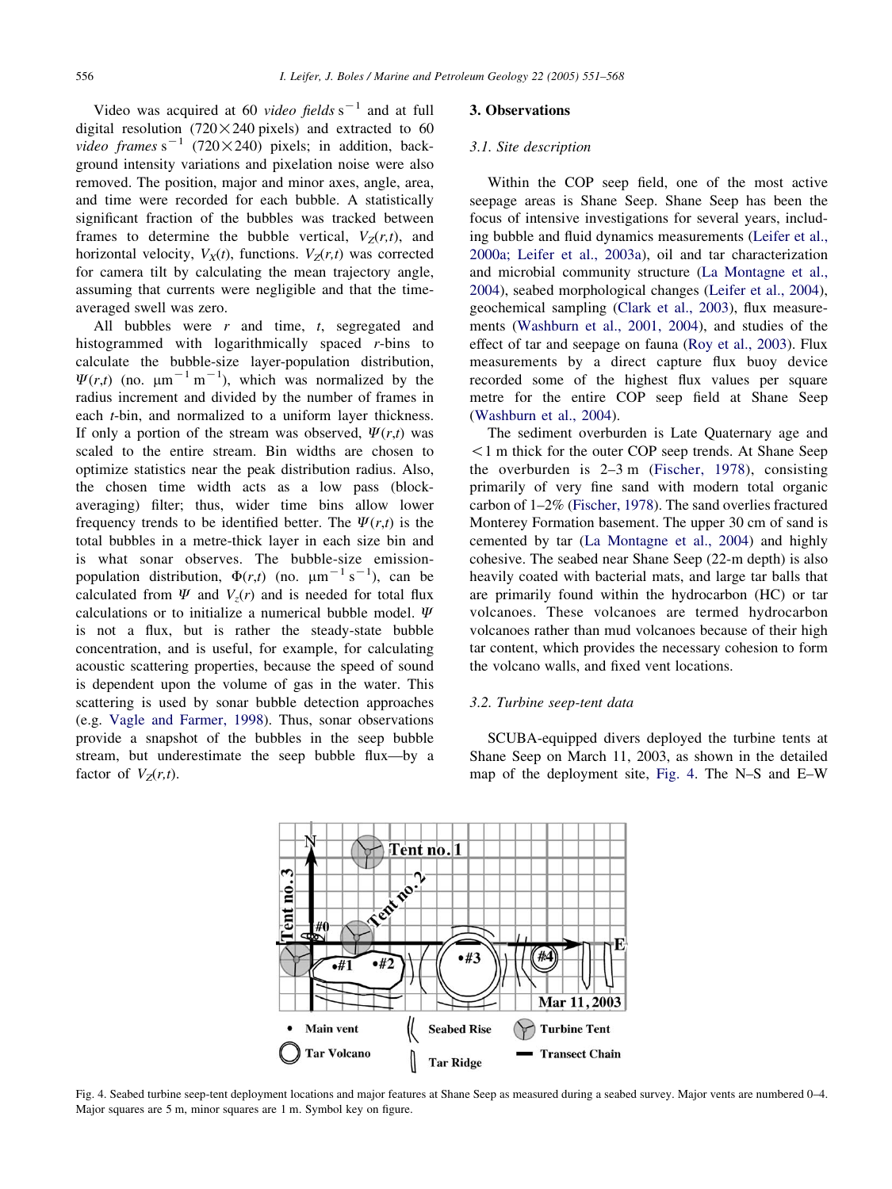Video was acquired at 60 *video fields* $s^{-1}$ and at full digital resolution (720×240 pixels) and extracted to 60 *video frames* $s^{-1}$ (720×240) pixels; in addition, background intensity variations and pixelation noise were also removed. The position, major and minor axes, angle, area, and time were recorded for each bubble. A statistically significant fraction of the bubbles was tracked between frames to determine the bubble vertical, $V_Z(r,t)$, and horizontal velocity, $V_X(t)$, functions. $V_Z(r,t)$ was corrected for camera tilt by calculating the mean trajectory angle, assuming that currents were negligible and that the time-averaged swell was zero.

All bubbles were $r$ and time, $t$, segregated and histogrammed with logarithmically spaced $r$-bins to calculate the bubble-size layer-population distribution, $\Psi(r,t)$ (no. $\mu m^{-1}\, m^{-1}$), which was normalized by the radius increment and divided by the number of frames in each $t$-bin, and normalized to a uniform layer thickness. If only a portion of the stream was observed, $\Psi(r,t)$ was scaled to the entire stream. Bin widths are chosen to optimize statistics near the peak distribution radius. Also, the chosen time width acts as a low pass (block-averaging) filter; thus, wider time bins allow lower frequency trends to be identified better. The $\Psi(r,t)$ is the total bubbles in a metre-thick layer in each size bin and is what sonar observes. The bubble-size emission-population distribution, $\Phi(r,t)$ (no. $\mu m^{-1}\, s^{-1}$), can be calculated from $\Psi$ and $V_z(r)$ and is needed for total flux calculations or to initialize a numerical bubble model. $\Psi$ is not a flux, but is rather the steady-state bubble concentration, and is useful, for example, for calculating acoustic scattering properties, because the speed of sound is dependent upon the volume of gas in the water. This scattering is used by sonar bubble detection approaches (e.g. Vagle and Farmer, 1998). Thus, sonar observations provide a snapshot of the bubbles in the seep bubble stream, but underestimate the seep bubble flux—by a factor of $V_Z(r,t)$.

## 3. Observations

### 3.1. Site description

Within the COP seep field, one of the most active seepage areas is Shane Seep. Shane Seep has been the focus of intensive investigations for several years, including bubble and fluid dynamics measurements (Leifer et al., 2000a; Leifer et al., 2003a), oil and tar characterization and microbial community structure (La Montagne et al., 2004), seabed morphological changes (Leifer et al., 2004), geochemical sampling (Clark et al., 2003), flux measurements (Washburn et al., 2001, 2004), and studies of the effect of tar and seepage on fauna (Roy et al., 2003). Flux measurements by a direct capture flux buoy device recorded some of the highest flux values per square metre for the entire COP seep field at Shane Seep (Washburn et al., 2004).

The sediment overburden is Late Quaternary age and <1 m thick for the outer COP seep trends. At Shane Seep the overburden is 2–3 m (Fischer, 1978), consisting primarily of very fine sand with modern total organic carbon of 1–2% (Fischer, 1978). The sand overlies fractured Monterey Formation basement. The upper 30 cm of sand is cemented by tar (La Montagne et al., 2004) and highly cohesive. The seabed near Shane Seep (22-m depth) is also heavily coated with bacterial mats, and large tar balls that are primarily found within the hydrocarbon (HC) or tar volcanoes. These volcanoes are termed hydrocarbon volcanoes rather than mud volcanoes because of their high tar content, which provides the necessary cohesion to form the volcano walls, and fixed vent locations.

### 3.2. Turbine seep-tent data

SCUBA-equipped divers deployed the turbine tents at Shane Seep on March 11, 2003, as shown in the detailed map of the deployment site, Fig. 4. The N–S and E–W

Fig. 4. Seabed turbine seep-tent deployment locations and major features at Shane Seep as measured during a seabed survey. Major vents are numbered 0–4. Major squares are 5 m, minor squares are 1 m. Symbol key on figure.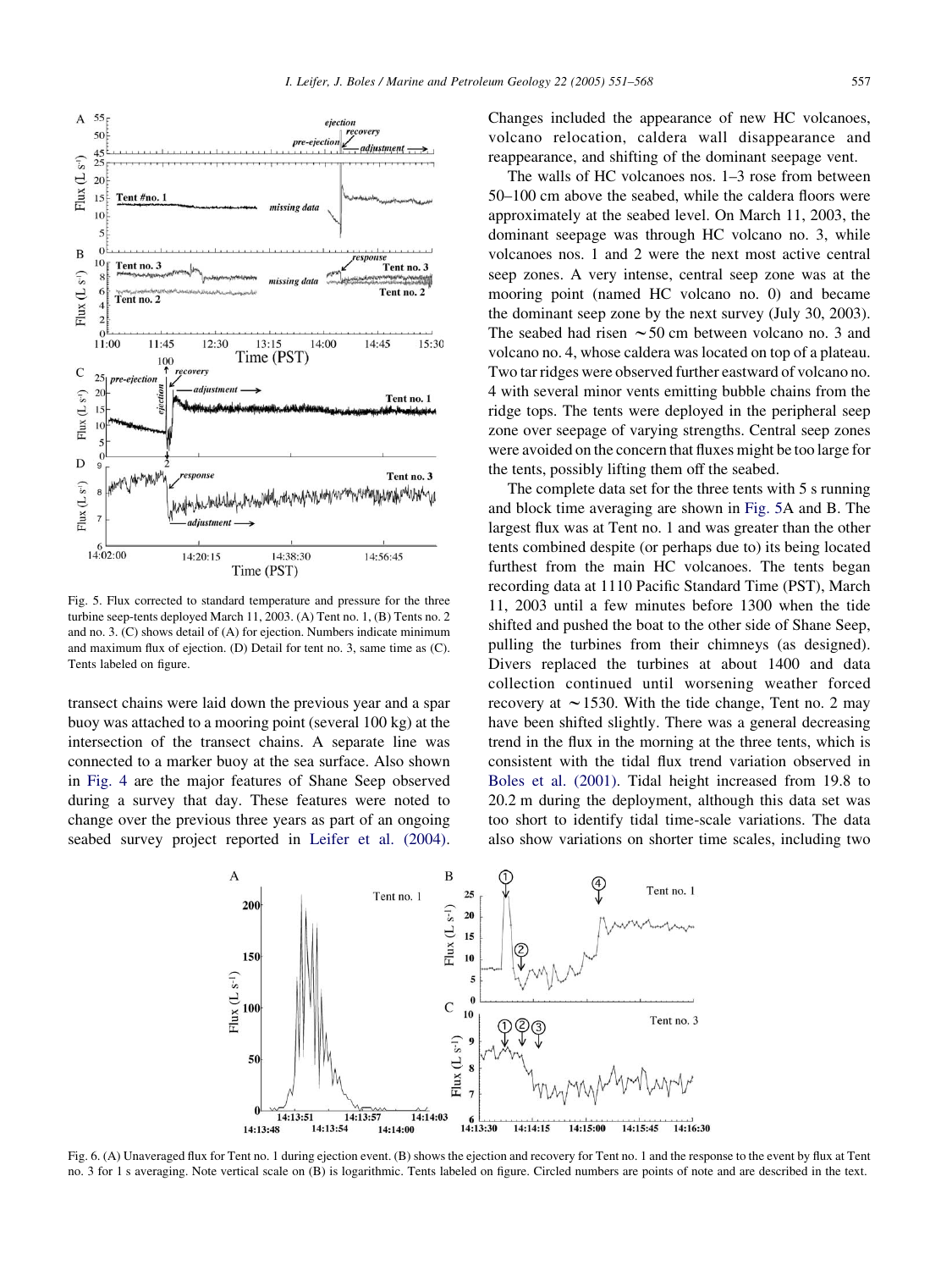Fig. 5. Flux corrected to standard temperature and pressure for the three turbine seep-tents deployed March 11, 2003. (A) Tent no. 1, (B) Tents no. 2 and no. 3. (C) shows detail of (A) for ejection. Numbers indicate minimum and maximum flux of ejection. (D) Detail for tent no. 3, same time as (C). Tents labeled on figure.

transect chains were laid down the previous year and a spar buoy was attached to a mooring point (several 100 kg) at the intersection of the transect chains. A separate line was connected to a marker buoy at the sea surface. Also shown in Fig. 4 are the major features of Shane Seep observed during a survey that day. These features were noted to change over the previous three years as part of an ongoing seabed survey project reported in Leifer et al. (2004). Changes included the appearance of new HC volcanoes, volcano relocation, caldera wall disappearance and reappearance, and shifting of the dominant seepage vent.

The walls of HC volcanoes nos. 1–3 rose from between 50–100 cm above the seabed, while the caldera floors were approximately at the seabed level. On March 11, 2003, the dominant seepage was through HC volcano no. 3, while volcanoes nos. 1 and 2 were the next most active central seep zones. A very intense, central seep zone was at the mooring point (named HC volcano no. 0) and became the dominant seep zone by the next survey (July 30, 2003). The seabed had risen ~50 cm between volcano no. 3 and volcano no. 4, whose caldera was located on top of a plateau. Two tar ridges were observed further eastward of volcano no. 4 with several minor vents emitting bubble chains from the ridge tops. The tents were deployed in the peripheral seep zone over seepage of varying strengths. Central seep zones were avoided on the concern that fluxes might be too large for the tents, possibly lifting them off the seabed.

The complete data set for the three tents with 5 s running and block time averaging are shown in Fig. 5A and B. The largest flux was at Tent no. 1 and was greater than the other tents combined despite (or perhaps due to) its being located furthest from the main HC volcanoes. The tents began recording data at 1110 Pacific Standard Time (PST), March 11, 2003 until a few minutes before 1300 when the tide shifted and pushed the boat to the other side of Shane Seep, pulling the turbines from their chimneys (as designed). Divers replaced the turbines at about 1400 and data collection continued until worsening weather forced recovery at ~1530. With the tide change, Tent no. 2 may have been shifted slightly. There was a general decreasing trend in the flux in the morning at the three tents, which is consistent with the tidal flux trend variation observed in Boles et al. (2001). Tidal height increased from 19.8 to 20.2 m during the deployment, although this data set was too short to identify tidal time-scale variations. The data also show variations on shorter time scales, including two

Fig. 6. (A) Unaveraged flux for Tent no. 1 during ejection event. (B) shows the ejection and recovery for Tent no. 1 and the response to the event by flux at Tent no. 3 for 1 s averaging. Note vertical scale on (B) is logarithmic. Tents labeled on figure. Circled numbers are points of note and are described in the text.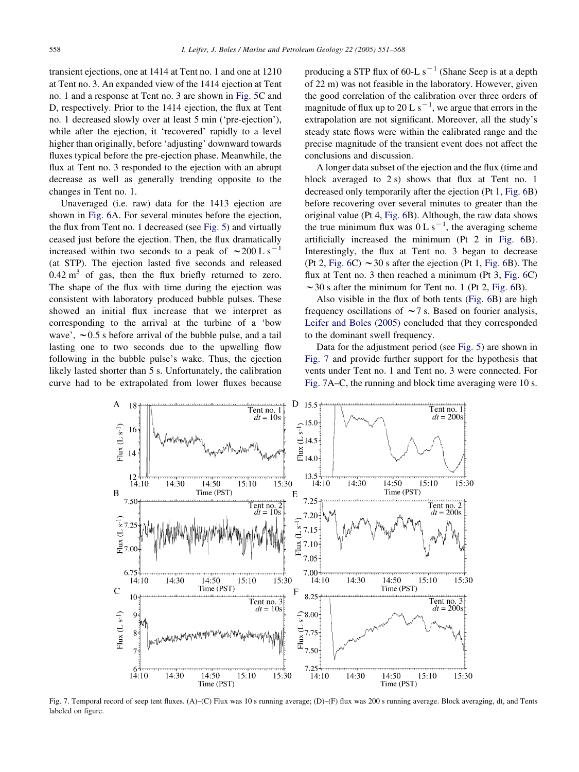transient ejections, one at 1414 at Tent no. 1 and one at 1210 at Tent no. 3. An expanded view of the 1414 ejection at Tent no. 1 and a response at Tent no. 3 are shown in Fig. 5C and D, respectively. Prior to the 1414 ejection, the flux at Tent no. 1 decreased slowly over at least 5 min ('pre-ejection'), while after the ejection, it 'recovered' rapidly to a level higher than originally, before 'adjusting' downward towards fluxes typical before the pre-ejection phase. Meanwhile, the flux at Tent no. 3 responded to the ejection with an abrupt decrease as well as generally trending opposite to the changes in Tent no. 1.

Unaveraged (i.e. raw) data for the 1413 ejection are shown in Fig. 6A. For several minutes before the ejection, the flux from Tent no. 1 decreased (see Fig. 5) and virtually ceased just before the ejection. Then, the flux dramatically increased within two seconds to a peak of $\sim 200\ \mathrm{L\ s^{-1}}$ (at STP). The ejection lasted five seconds and released $0.42\ \mathrm{m^3}$ of gas, then the flux briefly returned to zero. The shape of the flux with time during the ejection was consistent with laboratory produced bubble pulses. These showed an initial flux increase that we interpret as corresponding to the arrival at the turbine of a 'bow wave', $\sim 0.5$ s before arrival of the bubble pulse, and a tail lasting one to two seconds due to the upwelling flow following in the bubble pulse's wake. Thus, the ejection likely lasted shorter than 5 s. Unfortunately, the calibration curve had to be extrapolated from lower fluxes because producing a STP flux of $60\text{-L s}^{-1}$ (Shane Seep is at a depth of 22 m) was not feasible in the laboratory. However, given the good correlation of the calibration over three orders of magnitude of flux up to $20\ \mathrm{L\ s^{-1}}$, we argue that errors in the extrapolation are not significant. Moreover, all the study's steady state flows were within the calibrated range and the precise magnitude of the transient event does not affect the conclusions and discussion.

A longer data subset of the ejection and the flux (time and block averaged to 2 s) shows that flux at Tent no. 1 decreased only temporarily after the ejection (Pt 1, Fig. 6B) before recovering over several minutes to greater than the original value (Pt 4, Fig. 6B). Although, the raw data shows the true minimum flux was $0\ \mathrm{L\ s^{-1}}$, the averaging scheme artificially increased the minimum (Pt 2 in Fig. 6B). Interestingly, the flux at Tent no. 3 began to decrease (Pt 2, Fig. 6C) $\sim 30$ s after the ejection (Pt 1, Fig. 6B). The flux at Tent no. 3 then reached a minimum (Pt 3, Fig. 6C) $\sim 30$ s after the minimum for Tent no. 1 (Pt 2, Fig. 6B).

Also visible in the flux of both tents (Fig. 6B) are high frequency oscillations of $\sim 7$ s. Based on fourier analysis, Leifer and Boles (2005) concluded that they corresponded to the dominant swell frequency.

Data for the adjustment period (see Fig. 5) are shown in Fig. 7 and provide further support for the hypothesis that vents under Tent no. 1 and Tent no. 3 were connected. For Fig. 7A–C, the running and block time averaging were 10 s.

Fig. 7. Temporal record of seep tent fluxes. (A)–(C) Flux was 10 s running average; (D)–(F) flux was 200 s running average. Block averaging, dt, and Tents labeled on figure.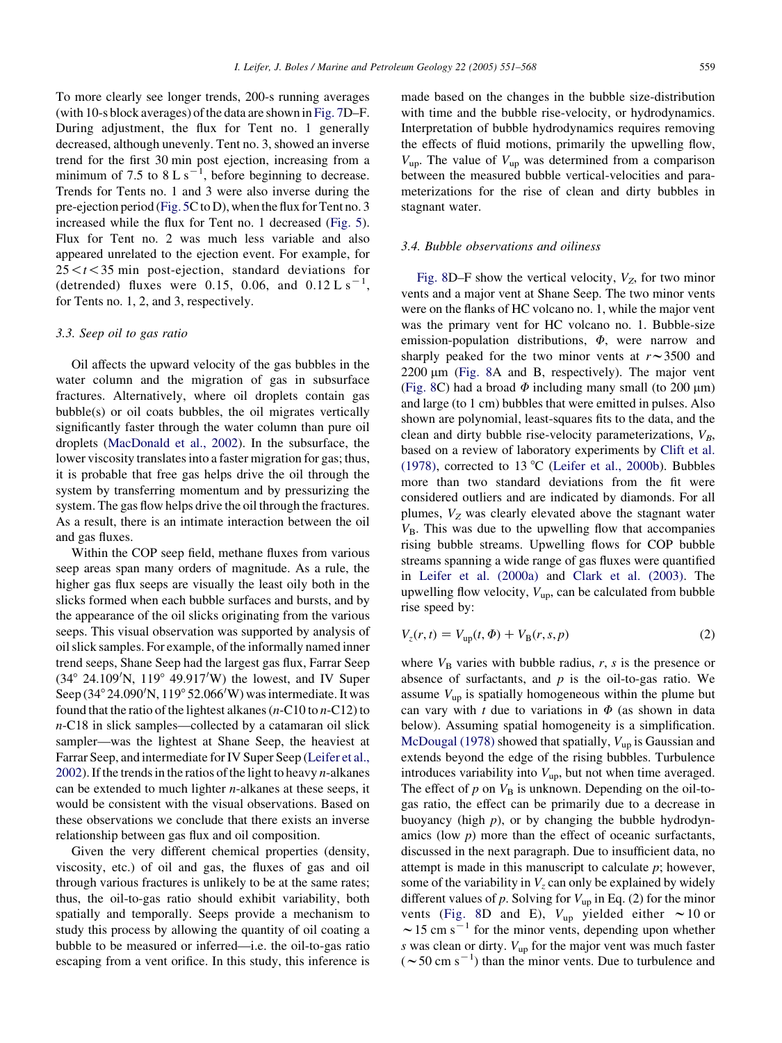To more clearly see longer trends, 200-s running averages (with 10-s block averages) of the data are shown in Fig. 7D–F. During adjustment, the flux for Tent no. 1 generally decreased, although unevenly. Tent no. 3, showed an inverse trend for the first 30 min post ejection, increasing from a minimum of 7.5 to 8 L s$^{-1}$, before beginning to decrease. Trends for Tents no. 1 and 3 were also inverse during the pre-ejection period (Fig. 5C to D), when the flux for Tent no. 3 increased while the flux for Tent no. 1 decreased (Fig. 5). Flux for Tent no. 2 was much less variable and also appeared unrelated to the ejection event. For example, for $25 < t < 35$ min post-ejection, standard deviations for (detrended) fluxes were 0.15, 0.06, and 0.12 L s$^{-1}$, for Tents no. 1, 2, and 3, respectively.

### 3.3. Seep oil to gas ratio

Oil affects the upward velocity of the gas bubbles in the water column and the migration of gas in subsurface fractures. Alternatively, where oil droplets contain gas bubble(s) or oil coats bubbles, the oil migrates vertically significantly faster through the water column than pure oil droplets (MacDonald et al., 2002). In the subsurface, the lower viscosity translates into a faster migration for gas; thus, it is probable that free gas helps drive the oil through the system by transferring momentum and by pressurizing the system. The gas flow helps drive the oil through the fractures. As a result, there is an intimate interaction between the oil and gas fluxes.

Within the COP seep field, methane fluxes from various seep areas span many orders of magnitude. As a rule, the higher gas flux seeps are visually the least oily both in the slicks formed when each bubble surfaces and bursts, and by the appearance of the oil slicks originating from the various seeps. This visual observation was supported by analysis of oil slick samples. For example, of the informally named inner trend seeps, Shane Seep had the largest gas flux, Farrar Seep (34° 24.109′N, 119° 49.917′W) the lowest, and IV Super Seep (34° 24.090′N, 119° 52.066′W) was intermediate. It was found that the ratio of the lightest alkanes (*n*-C10 to *n*-C12) to *n*-C18 in slick samples—collected by a catamaran oil slick sampler—was the lightest at Shane Seep, the heaviest at Farrar Seep, and intermediate for IV Super Seep (Leifer et al., 2002). If the trends in the ratios of the light to heavy *n*-alkanes can be extended to much lighter *n*-alkanes at these seeps, it would be consistent with the visual observations. Based on these observations we conclude that there exists an inverse relationship between gas flux and oil composition.

Given the very different chemical properties (density, viscosity, etc.) of oil and gas, the fluxes of gas and oil through various fractures is unlikely to be at the same rates; thus, the oil-to-gas ratio should exhibit variability, both spatially and temporally. Seeps provide a mechanism to study this process by allowing the quantity of oil coating a bubble to be measured or inferred—i.e. the oil-to-gas ratio escaping from a vent orifice. In this study, this inference is made based on the changes in the bubble size-distribution with time and the bubble rise-velocity, or hydrodynamics. Interpretation of bubble hydrodynamics requires removing the effects of fluid motions, primarily the upwelling flow, $V_{up}$. The value of $V_{up}$ was determined from a comparison between the measured bubble vertical-velocities and parameterizations for the rise of clean and dirty bubbles in stagnant water.

### 3.4. Bubble observations and oiliness

Fig. 8D–F show the vertical velocity, $V_Z$, for two minor vents and a major vent at Shane Seep. The two minor vents were on the flanks of HC volcano no. 1, while the major vent was the primary vent for HC volcano no. 1. Bubble-size emission-population distributions, $\Phi$, were narrow and sharply peaked for the two minor vents at $r \sim 3500$ and 2200 μm (Fig. 8A and B, respectively). The major vent (Fig. 8C) had a broad $\Phi$ including many small (to 200 μm) and large (to 1 cm) bubbles that were emitted in pulses. Also shown are polynomial, least-squares fits to the data, and the clean and dirty bubble rise-velocity parameterizations, $V_B$, based on a review of laboratory experiments by Clift et al. (1978), corrected to 13 °C (Leifer et al., 2000b). Bubbles more than two standard deviations from the fit were considered outliers and are indicated by diamonds. For all plumes, $V_Z$ was clearly elevated above the stagnant water $V_B$. This was due to the upwelling flow that accompanies rising bubble streams. Upwelling flows for COP bubble streams spanning a wide range of gas fluxes were quantified in Leifer et al. (2000a) and Clark et al. (2003). The upwelling flow velocity, $V_{up}$, can be calculated from bubble rise speed by:

$$V_z(r,t) = V_{up}(t,\Phi) + V_B(r,s,p) \tag{2}$$

where $V_B$ varies with bubble radius, $r$, $s$ is the presence or absence of surfactants, and $p$ is the oil-to-gas ratio. We assume $V_{up}$ is spatially homogeneous within the plume but can vary with $t$ due to variations in $\Phi$ (as shown in data below). Assuming spatial homogeneity is a simplification. McDougal (1978) showed that spatially, $V_{up}$ is Gaussian and extends beyond the edge of the rising bubbles. Turbulence introduces variability into $V_{up}$, but not when time averaged. The effect of $p$ on $V_B$ is unknown. Depending on the oil-to-gas ratio, the effect can be primarily due to a decrease in buoyancy (high $p$), or by changing the bubble hydrodynamics (low $p$) more than the effect of oceanic surfactants, discussed in the next paragraph. Due to insufficient data, no attempt is made in this manuscript to calculate $p$; however, some of the variability in $V_z$ can only be explained by widely different values of $p$. Solving for $V_{up}$ in Eq. (2) for the minor vents (Fig. 8D and E), $V_{up}$ yielded either $\sim$10 or $\sim$15 cm s$^{-1}$ for the minor vents, depending upon whether $s$ was clean or dirty. $V_{up}$ for the major vent was much faster ($\sim$50 cm s$^{-1}$) than the minor vents. Due to turbulence and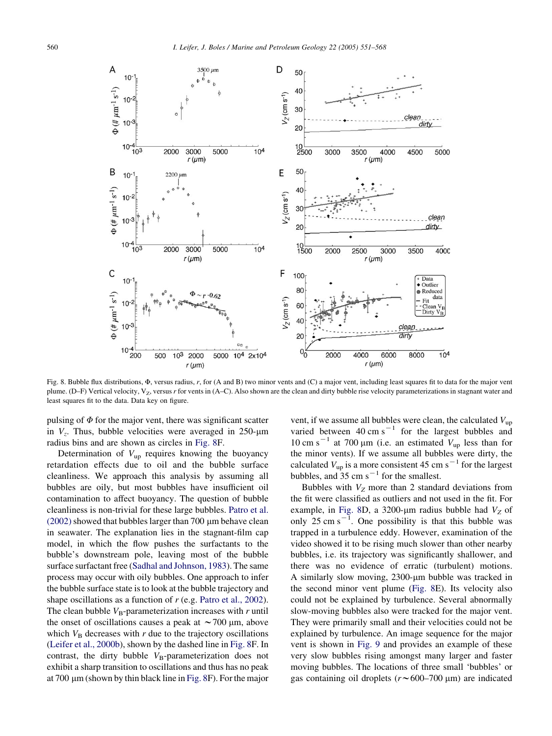Fig. 8. Bubble flux distributions, $\Phi$, versus radius, $r$, for (A and B) two minor vents and (C) a major vent, including least squares fit to data for the major vent plume. (D–F) Vertical velocity, $V_Z$, versus $r$ for vents in (A–C). Also shown are the clean and dirty bubble rise velocity parameterizations in stagnant water and least squares fit to the data. Data key on figure.

pulsing of $\Phi$ for the major vent, there was significant scatter in $V_z$. Thus, bubble velocities were averaged in 250-μm radius bins and are shown as circles in Fig. 8F.

Determination of $V_{up}$ requires knowing the buoyancy retardation effects due to oil and the bubble surface cleanliness. We approach this analysis by assuming all bubbles are oily, but most bubbles have insufficient oil contamination to affect buoyancy. The question of bubble cleanliness is non-trivial for these large bubbles. Patro et al. (2002) showed that bubbles larger than 700 μm behave clean in seawater. The explanation lies in the stagnant-film cap model, in which the flow pushes the surfactants to the bubble's downstream pole, leaving most of the bubble surface surfactant free (Sadhal and Johnson, 1983). The same process may occur with oily bubbles. One approach to infer the bubble surface state is to look at the bubble trajectory and shape oscillations as a function of $r$ (e.g. Patro et al., 2002). The clean bubble $V_B$-parameterization increases with $r$ until the onset of oscillations causes a peak at ~700 μm, above which $V_B$ decreases with $r$ due to the trajectory oscillations (Leifer et al., 2000b), shown by the dashed line in Fig. 8F. In contrast, the dirty bubble $V_B$-parameterization does not exhibit a sharp transition to oscillations and thus has no peak at 700 μm (shown by thin black line in Fig. 8F). For the major vent, if we assume all bubbles were clean, the calculated $V_{up}$ varied between 40 cm s$^{-1}$ for the largest bubbles and 10 cm s$^{-1}$ at 700 μm (i.e. an estimated $V_{up}$ less than for the minor vents). If we assume all bubbles were dirty, the calculated $V_{up}$ is a more consistent 45 cm s$^{-1}$ for the largest bubbles, and 35 cm s$^{-1}$ for the smallest.

Bubbles with $V_Z$ more than 2 standard deviations from the fit were classified as outliers and not used in the fit. For example, in Fig. 8D, a 3200-μm radius bubble had $V_Z$ of only 25 cm s$^{-1}$. One possibility is that this bubble was trapped in a turbulence eddy. However, examination of the video showed it to be rising much slower than other nearby bubbles, i.e. its trajectory was significantly shallower, and there was no evidence of erratic (turbulent) motions. A similarly slow moving, 2300-μm bubble was tracked in the second minor vent plume (Fig. 8E). Its velocity also could not be explained by turbulence. Several abnormally slow-moving bubbles also were tracked for the major vent. They were primarily small and their velocities could not be explained by turbulence. An image sequence for the major vent is shown in Fig. 9 and provides an example of these very slow bubbles rising amongst many larger and faster moving bubbles. The locations of three small 'bubbles' or gas containing oil droplets ($r$~600–700 μm) are indicated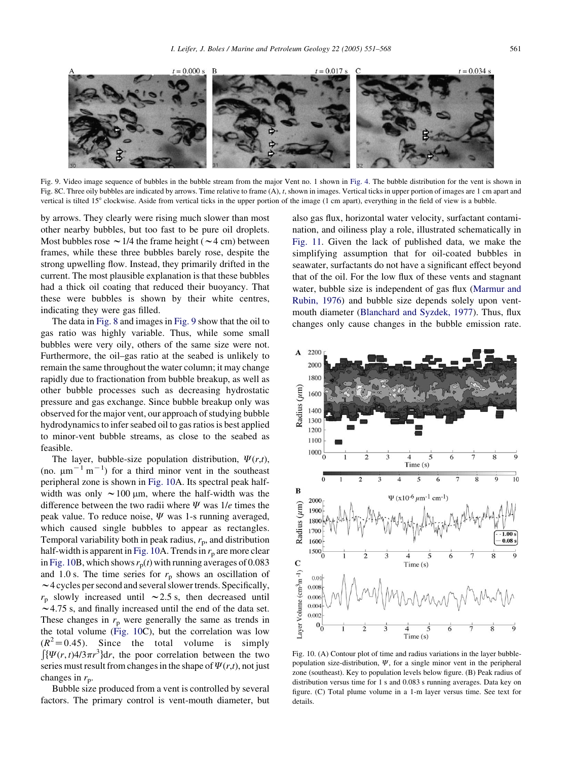Fig. 9. Video image sequence of bubbles in the bubble stream from the major Vent no. 1 shown in Fig. 4. The bubble distribution for the vent is shown in Fig. 8C. Three oily bubbles are indicated by arrows. Time relative to frame (A), $t$, shown in images. Vertical ticks in upper portion of images are 1 cm apart and vertical is tilted 15° clockwise. Aside from vertical ticks in the upper portion of the image (1 cm apart), everything in the field of view is a bubble.

by arrows. They clearly were rising much slower than most other nearby bubbles, but too fast to be pure oil droplets. Most bubbles rose ~1/4 the frame height (~4 cm) between frames, while these three bubbles barely rose, despite the strong upwelling flow. Instead, they primarily drifted in the current. The most plausible explanation is that these bubbles had a thick oil coating that reduced their buoyancy. That these were bubbles is shown by their white centres, indicating they were gas filled.

The data in Fig. 8 and images in Fig. 9 show that the oil to gas ratio was highly variable. Thus, while some small bubbles were very oily, others of the same size were not. Furthermore, the oil–gas ratio at the seabed is unlikely to remain the same throughout the water column; it may change rapidly due to fractionation from bubble breakup, as well as other bubble processes such as decreasing hydrostatic pressure and gas exchange. Since bubble breakup only was observed for the major vent, our approach of studying bubble hydrodynamics to infer seabed oil to gas ratios is best applied to minor-vent bubble streams, as close to the seabed as feasible.

The layer, bubble-size population distribution, $\Psi(r,t)$, (no. $\mu m^{-1}$ $m^{-1}$) for a third minor vent in the southeast peripheral zone is shown in Fig. 10A. Its spectral peak half-width was only ~100 μm, where the half-width was the difference between the two radii where $\Psi$ was $1/e$ times the peak value. To reduce noise, $\Psi$ was 1-s running averaged, which caused single bubbles to appear as rectangles. Temporal variability both in peak radius, $r_p$, and distribution half-width is apparent in Fig. 10A. Trends in $r_p$ are more clear in Fig. 10B, which shows $r_p(t)$ with running averages of 0.083 and 1.0 s. The time series for $r_p$ shows an oscillation of ~4 cycles per second and several slower trends. Specifically, $r_p$ slowly increased until ~2.5 s, then decreased until ~4.75 s, and finally increased until the end of the data set. These changes in $r_p$ were generally the same as trends in the total volume (Fig. 10C), but the correlation was low ($R^2=0.45$). Since the total volume is simply $\int\{\Psi(r,t)4/3\pi r^3\}dr$, the poor correlation between the two series must result from changes in the shape of $\Psi(r,t)$, not just changes in $r_p$.

Bubble size produced from a vent is controlled by several factors. The primary control is vent-mouth diameter, but also gas flux, horizontal water velocity, surfactant contamination, and oiliness play a role, illustrated schematically in Fig. 11. Given the lack of published data, we make the simplifying assumption that for oil-coated bubbles in seawater, surfactants do not have a significant effect beyond that of the oil. For the low flux of these vents and stagnant water, bubble size is independent of gas flux (Marmur and Rubin, 1976) and bubble size depends solely upon vent-mouth diameter (Blanchard and Syzdek, 1977). Thus, flux changes only cause changes in the bubble emission rate.

Fig. 10. (A) Contour plot of time and radius variations in the layer bubble-population size-distribution, $\Psi$, for a single minor vent in the peripheral zone (southeast). Key to population levels below figure. (B) Peak radius of distribution versus time for 1 s and 0.083 s running averages. Data key on figure. (C) Total plume volume in a 1-m layer versus time. See text for details.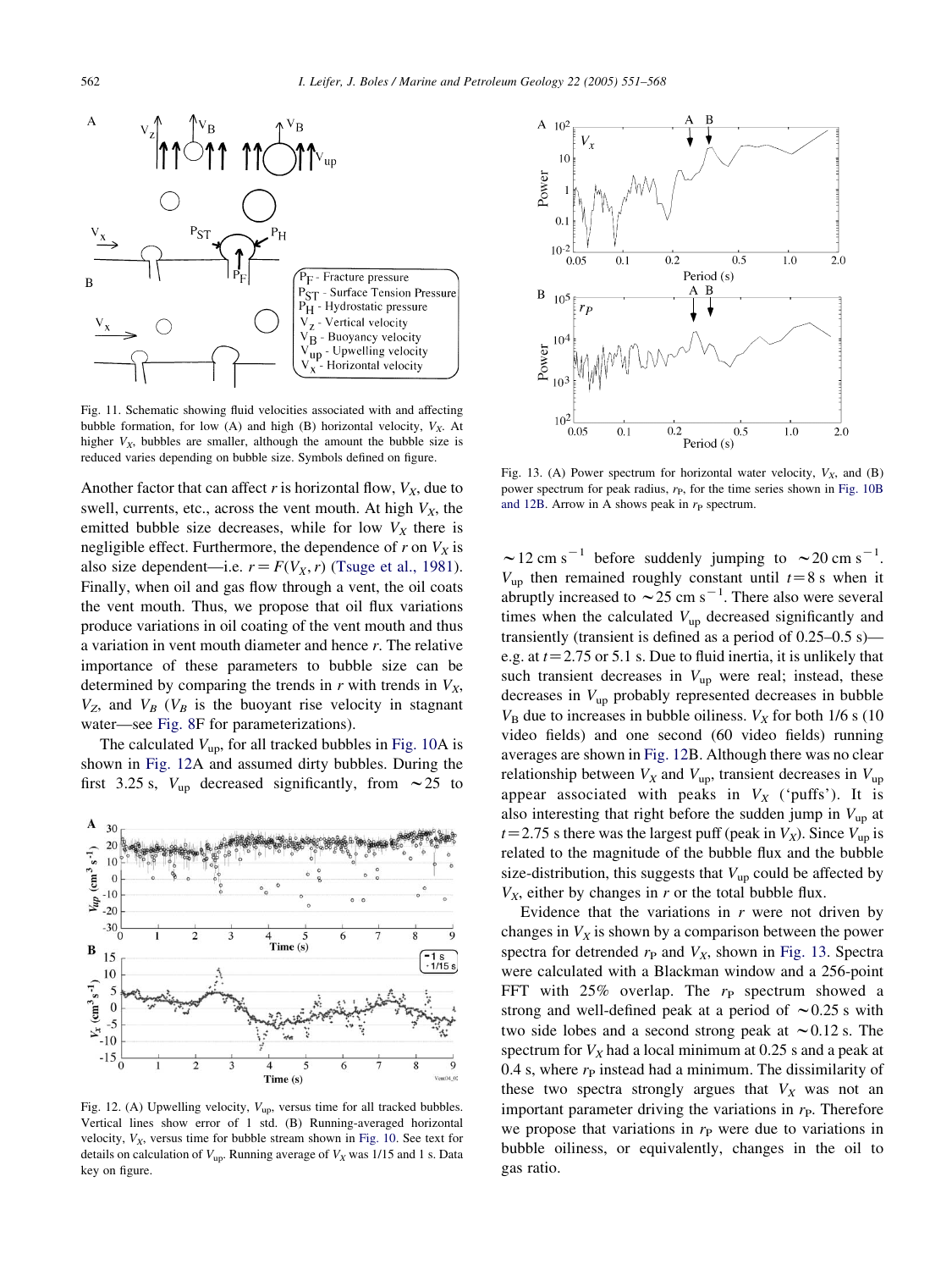Fig. 11. Schematic showing fluid velocities associated with and affecting bubble formation, for low (A) and high (B) horizontal velocity, $V_X$. At higher $V_X$, bubbles are smaller, although the amount the bubble size is reduced varies depending on bubble size. Symbols defined on figure.

Another factor that can affect $r$ is horizontal flow, $V_X$, due to swell, currents, etc., across the vent mouth. At high $V_X$, the emitted bubble size decreases, while for low $V_X$ there is negligible effect. Furthermore, the dependence of $r$ on $V_X$ is also size dependent—i.e. $r=F(V_X, r)$ (Tsuge et al., 1981). Finally, when oil and gas flow through a vent, the oil coats the vent mouth. Thus, we propose that oil flux variations produce variations in oil coating of the vent mouth and thus a variation in vent mouth diameter and hence $r$. The relative importance of these parameters to bubble size can be determined by comparing the trends in $r$ with trends in $V_X$, $V_Z$, and $V_B$ ($V_B$ is the buoyant rise velocity in stagnant water—see Fig. 8F for parameterizations).

The calculated $V_{up}$, for all tracked bubbles in Fig. 10A is shown in Fig. 12A and assumed dirty bubbles. During the first 3.25 s, $V_{up}$ decreased significantly, from $\sim$25 to $\sim$12 cm s$^{-1}$ before suddenly jumping to $\sim$20 cm s$^{-1}$. $V_{up}$ then remained roughly constant until $t=8$ s when it abruptly increased to $\sim$25 cm s$^{-1}$. There also were several times when the calculated $V_{up}$ decreased significantly and transiently (transient is defined as a period of 0.25–0.5 s)—e.g. at $t=2.75$ or 5.1 s. Due to fluid inertia, it is unlikely that such transient decreases in $V_{up}$ were real; instead, these decreases in $V_{up}$ probably represented decreases in bubble $V_B$ due to increases in bubble oiliness. $V_X$ for both 1/6 s (10 video fields) and one second (60 video fields) running averages are shown in Fig. 12B. Although there was no clear relationship between $V_X$ and $V_{up}$, transient decreases in $V_{up}$ appear associated with peaks in $V_X$ ('puffs'). It is also interesting that right before the sudden jump in $V_{up}$ at $t=2.75$ s there was the largest puff (peak in $V_X$). Since $V_{up}$ is related to the magnitude of the bubble flux and the bubble size-distribution, this suggests that $V_{up}$ could be affected by $V_X$, either by changes in $r$ or the total bubble flux.

Fig. 12. (A) Upwelling velocity, $V_{up}$, versus time for all tracked bubbles. Vertical lines show error of 1 std. (B) Running-averaged horizontal velocity, $V_X$, versus time for bubble stream shown in Fig. 10. See text for details on calculation of $V_{up}$. Running average of $V_X$ was 1/15 and 1 s. Data key on figure.

Fig. 13. (A) Power spectrum for horizontal water velocity, $V_X$, and (B) power spectrum for peak radius, $r_P$, for the time series shown in Fig. 10B and 12B. Arrow in A shows peak in $r_P$ spectrum.

Evidence that the variations in $r$ were not driven by changes in $V_X$ is shown by a comparison between the power spectra for detrended $r_P$ and $V_X$, shown in Fig. 13. Spectra were calculated with a Blackman window and a 256-point FFT with 25% overlap. The $r_P$ spectrum showed a strong and well-defined peak at a period of $\sim$0.25 s with two side lobes and a second strong peak at $\sim$0.12 s. The spectrum for $V_X$ had a local minimum at 0.25 s and a peak at 0.4 s, where $r_P$ instead had a minimum. The dissimilarity of these two spectra strongly argues that $V_X$ was not an important parameter driving the variations in $r_P$. Therefore we propose that variations in $r_P$ were due to variations in bubble oiliness, or equivalently, changes in the oil to gas ratio.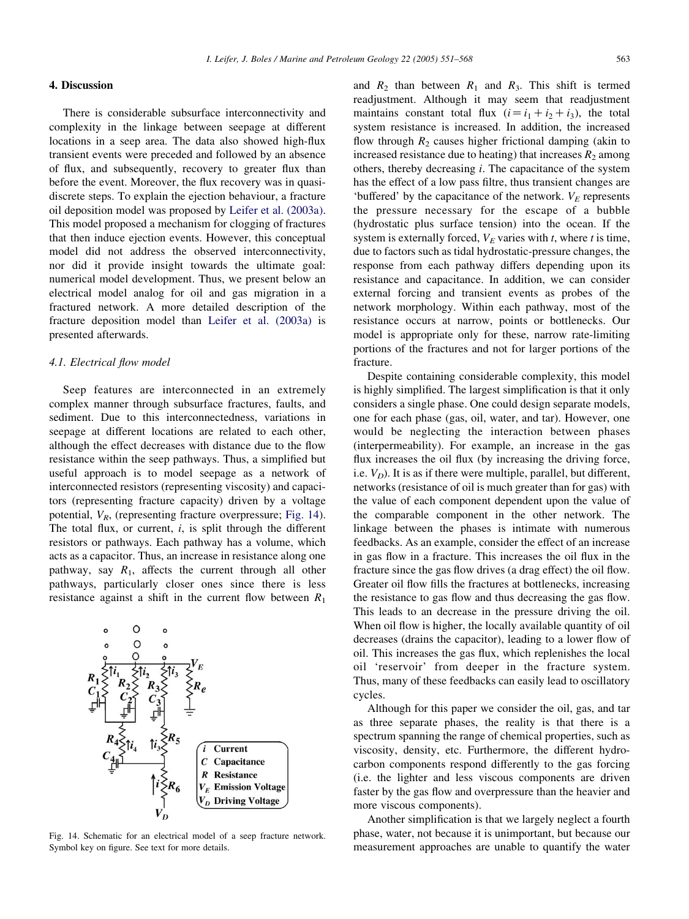## 4. Discussion

There is considerable subsurface interconnectivity and complexity in the linkage between seepage at different locations in a seep area. The data also showed high-flux transient events were preceded and followed by an absence of flux, and subsequently, recovery to greater flux than before the event. Moreover, the flux recovery was in quasi-discrete steps. To explain the ejection behaviour, a fracture oil deposition model was proposed by Leifer et al. (2003a). This model proposed a mechanism for clogging of fractures that then induce ejection events. However, this conceptual model did not address the observed interconnectivity, nor did it provide insight towards the ultimate goal: numerical model development. Thus, we present below an electrical model analog for oil and gas migration in a fractured network. A more detailed description of the fracture deposition model than Leifer et al. (2003a) is presented afterwards.

### 4.1. Electrical flow model

Seep features are interconnected in an extremely complex manner through subsurface fractures, faults, and sediment. Due to this interconnectedness, variations in seepage at different locations are related to each other, although the effect decreases with distance due to the flow resistance within the seep pathways. Thus, a simplified but useful approach is to model seepage as a network of interconnected resistors (representing viscosity) and capacitors (representing fracture capacity) driven by a voltage potential, $V_R$, (representing fracture overpressure; Fig. 14). The total flux, or current, $i$, is split through the different resistors or pathways. Each pathway has a volume, which acts as a capacitor. Thus, an increase in resistance along one pathway, say $R_1$, affects the current through all other pathways, particularly closer ones since there is less resistance against a shift in the current flow between $R_1$ and $R_2$ than between $R_1$ and $R_3$. This shift is termed readjustment. Although it may seem that readjustment maintains constant total flux ($i = i_1 + i_2 + i_3$), the total system resistance is increased. In addition, the increased flow through $R_2$ causes higher frictional damping (akin to increased resistance due to heating) that increases $R_2$ among others, thereby decreasing $i$. The capacitance of the system has the effect of a low pass filtre, thus transient changes are 'buffered' by the capacitance of the network. $V_E$ represents the pressure necessary for the escape of a bubble (hydrostatic plus surface tension) into the ocean. If the system is externally forced, $V_E$ varies with $t$, where $t$ is time, due to factors such as tidal hydrostatic-pressure changes, the response from each pathway differs depending upon its resistance and capacitance. In addition, we can consider external forcing and transient events as probes of the network morphology. Within each pathway, most of the resistance occurs at narrow, points or bottlenecks. Our model is appropriate only for these, narrow rate-limiting portions of the fractures and not for larger portions of the fracture.

Fig. 14. Schematic for an electrical model of a seep fracture network. Symbol key on figure. See text for more details.

Despite containing considerable complexity, this model is highly simplified. The largest simplification is that it only considers a single phase. One could design separate models, one for each phase (gas, oil, water, and tar). However, one would be neglecting the interaction between phases (interpermeability). For example, an increase in the gas flux increases the oil flux (by increasing the driving force, i.e. $V_D$). It is as if there were multiple, parallel, but different, networks (resistance of oil is much greater than for gas) with the value of each component dependent upon the value of the comparable component in the other network. The linkage between the phases is intimate with numerous feedbacks. As an example, consider the effect of an increase in gas flow in a fracture. This increases the oil flux in the fracture since the gas flow drives (a drag effect) the oil flow. Greater oil flow fills the fractures at bottlenecks, increasing the resistance to gas flow and thus decreasing the gas flow. This leads to an decrease in the pressure driving the oil. When oil flow is higher, the locally available quantity of oil decreases (drains the capacitor), leading to a lower flow of oil. This increases the gas flux, which replenishes the local oil 'reservoir' from deeper in the fracture system. Thus, many of these feedbacks can easily lead to oscillatory cycles.

Although for this paper we consider the oil, gas, and tar as three separate phases, the reality is that there is a spectrum spanning the range of chemical properties, such as viscosity, density, etc. Furthermore, the different hydrocarbon components respond differently to the gas forcing (i.e. the lighter and less viscous components are driven faster by the gas flow and overpressure than the heavier and more viscous components).

Another simplification is that we largely neglect a fourth phase, water, not because it is unimportant, but because our measurement approaches are unable to quantify the water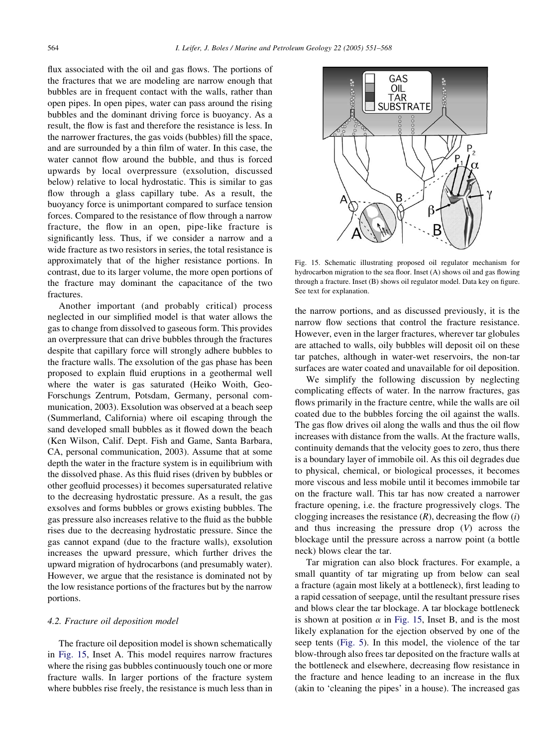flux associated with the oil and gas flows. The portions of the fractures that we are modeling are narrow enough that bubbles are in frequent contact with the walls, rather than open pipes. In open pipes, water can pass around the rising bubbles and the dominant driving force is buoyancy. As a result, the flow is fast and therefore the resistance is less. In the narrower fractures, the gas voids (bubbles) fill the space, and are surrounded by a thin film of water. In this case, the water cannot flow around the bubble, and thus is forced upwards by local overpressure (exsolution, discussed below) relative to local hydrostatic. This is similar to gas flow through a glass capillary tube. As a result, the buoyancy force is unimportant compared to surface tension forces. Compared to the resistance of flow through a narrow fracture, the flow in an open, pipe-like fracture is significantly less. Thus, if we consider a narrow and a wide fracture as two resistors in series, the total resistance is approximately that of the higher resistance portions. In contrast, due to its larger volume, the more open portions of the fracture may dominant the capacitance of the two fractures.

Another important (and probably critical) process neglected in our simplified model is that water allows the gas to change from dissolved to gaseous form. This provides an overpressure that can drive bubbles through the fractures despite that capillary force will strongly adhere bubbles to the fracture walls. The exsolution of the gas phase has been proposed to explain fluid eruptions in a geothermal well where the water is gas saturated (Heiko Woith, Geo-Forschungs Zentrum, Potsdam, Germany, personal communication, 2003). Exsolution was observed at a beach seep (Summerland, California) where oil escaping through the sand developed small bubbles as it flowed down the beach (Ken Wilson, Calif. Dept. Fish and Game, Santa Barbara, CA, personal communication, 2003). Assume that at some depth the water in the fracture system is in equilibrium with the dissolved phase. As this fluid rises (driven by bubbles or other geofluid processes) it becomes supersaturated relative to the decreasing hydrostatic pressure. As a result, the gas exsolves and forms bubbles or grows existing bubbles. The gas pressure also increases relative to the fluid as the bubble rises due to the decreasing hydrostatic pressure. Since the gas cannot expand (due to the fracture walls), exsolution increases the upward pressure, which further drives the upward migration of hydrocarbons (and presumably water). However, we argue that the resistance is dominated not by the low resistance portions of the fractures but by the narrow portions.

### 4.2. Fracture oil deposition model

The fracture oil deposition model is shown schematically in Fig. 15, Inset A. This model requires narrow fractures where the rising gas bubbles continuously touch one or more fracture walls. In larger portions of the fracture system where bubbles rise freely, the resistance is much less than in the narrow portions, and as discussed previously, it is the narrow flow sections that control the fracture resistance. However, even in the larger fractures, wherever tar globules are attached to walls, oily bubbles will deposit oil on these tar patches, although in water-wet reservoirs, the non-tar surfaces are water coated and unavailable for oil deposition.

GAS
OIL
TAR
SUBSTRATE
$P_2$
$P_1$
α
γ
β
A
B
A
B

Fig. 15. Schematic illustrating proposed oil regulator mechanism for hydrocarbon migration to the sea floor. Inset (A) shows oil and gas flowing through a fracture. Inset (B) shows oil regulator model. Data key on figure. See text for explanation.

We simplify the following discussion by neglecting complicating effects of water. In the narrow fractures, gas flows primarily in the fracture centre, while the walls are oil coated due to the bubbles forcing the oil against the walls. The gas flow drives oil along the walls and thus the oil flow increases with distance from the walls. At the fracture walls, continuity demands that the velocity goes to zero, thus there is a boundary layer of immobile oil. As this oil degrades due to physical, chemical, or biological processes, it becomes more viscous and less mobile until it becomes immobile tar on the fracture wall. This tar has now created a narrower fracture opening, i.e. the fracture progressively clogs. The clogging increases the resistance ($R$), decreasing the flow ($i$) and thus increasing the pressure drop ($V$) across the blockage until the pressure across a narrow point (a bottle neck) blows clear the tar.

Tar migration can also block fractures. For example, a small quantity of tar migrating up from below can seal a fracture (again most likely at a bottleneck), first leading to a rapid cessation of seepage, until the resultant pressure rises and blows clear the tar blockage. A tar blockage bottleneck is shown at position $\alpha$ in Fig. 15, Inset B, and is the most likely explanation for the ejection observed by one of the seep tents (Fig. 5). In this model, the violence of the tar blow-through also frees tar deposited on the fracture walls at the bottleneck and elsewhere, decreasing flow resistance in the fracture and hence leading to an increase in the flux (akin to 'cleaning the pipes' in a house). The increased gas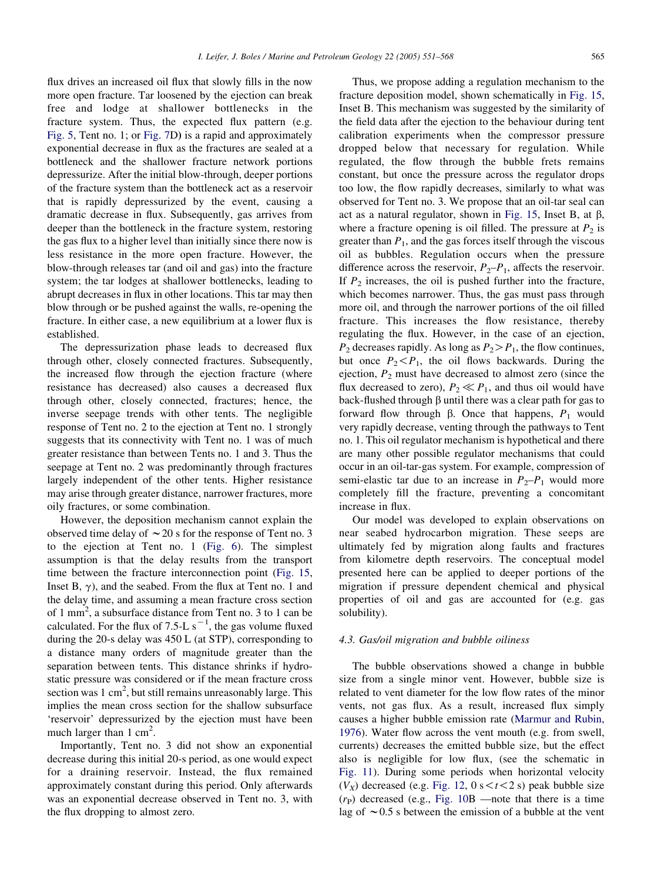flux drives an increased oil flux that slowly fills in the now more open fracture. Tar loosened by the ejection can break free and lodge at shallower bottlenecks in the fracture system. Thus, the expected flux pattern (e.g. Fig. 5, Tent no. 1; or Fig. 7D) is a rapid and approximately exponential decrease in flux as the fractures are sealed at a bottleneck and the shallower fracture network portions depressurize. After the initial blow-through, deeper portions of the fracture system than the bottleneck act as a reservoir that is rapidly depressurized by the event, causing a dramatic decrease in flux. Subsequently, gas arrives from deeper than the bottleneck in the fracture system, restoring the gas flux to a higher level than initially since there now is less resistance in the more open fracture. However, the blow-through releases tar (and oil and gas) into the fracture system; the tar lodges at shallower bottlenecks, leading to abrupt decreases in flux in other locations. This tar may then blow through or be pushed against the walls, re-opening the fracture. In either case, a new equilibrium at a lower flux is established.

The depressurization phase leads to decreased flux through other, closely connected fractures. Subsequently, the increased flow through the ejection fracture (where resistance has decreased) also causes a decreased flux through other, closely connected, fractures; hence, the inverse seepage trends with other tents. The negligible response of Tent no. 2 to the ejection at Tent no. 1 strongly suggests that its connectivity with Tent no. 1 was of much greater resistance than between Tents no. 1 and 3. Thus the seepage at Tent no. 2 was predominantly through fractures largely independent of the other tents. Higher resistance may arise through greater distance, narrower fractures, more oily fractures, or some combination.

However, the deposition mechanism cannot explain the observed time delay of $\sim$20 s for the response of Tent no. 3 to the ejection at Tent no. 1 (Fig. 6). The simplest assumption is that the delay results from the transport time between the fracture interconnection point (Fig. 15, Inset B, $\gamma$), and the seabed. From the flux at Tent no. 1 and the delay time, and assuming a mean fracture cross section of 1 mm$^2$, a subsurface distance from Tent no. 3 to 1 can be calculated. For the flux of 7.5-L s$^{-1}$, the gas volume fluxed during the 20-s delay was 450 L (at STP), corresponding to a distance many orders of magnitude greater than the separation between tents. This distance shrinks if hydrostatic pressure was considered or if the mean fracture cross section was 1 cm$^2$, but still remains unreasonably large. This implies the mean cross section for the shallow subsurface 'reservoir' depressurized by the ejection must have been much larger than 1 cm$^2$.

Importantly, Tent no. 3 did not show an exponential decrease during this initial 20-s period, as one would expect for a draining reservoir. Instead, the flux remained approximately constant during this period. Only afterwards was an exponential decrease observed in Tent no. 3, with the flux dropping to almost zero.

Thus, we propose adding a regulation mechanism to the fracture deposition model, shown schematically in Fig. 15, Inset B. This mechanism was suggested by the similarity of the field data after the ejection to the behaviour during tent calibration experiments when the compressor pressure dropped below that necessary for regulation. While regulated, the flow through the bubble frets remains constant, but once the pressure across the regulator drops too low, the flow rapidly decreases, similarly to what was observed for Tent no. 3. We propose that an oil-tar seal can act as a natural regulator, shown in Fig. 15, Inset B, at $\beta$, where a fracture opening is oil filled. The pressure at $P_2$ is greater than $P_1$, and the gas forces itself through the viscous oil as bubbles. Regulation occurs when the pressure difference across the reservoir, $P_2$–$P_1$, affects the reservoir. If $P_2$ increases, the oil is pushed further into the fracture, which becomes narrower. Thus, the gas must pass through more oil, and through the narrower portions of the oil filled fracture. This increases the flow resistance, thereby regulating the flux. However, in the case of an ejection, $P_2$ decreases rapidly. As long as $P_2 > P_1$, the flow continues, but once $P_2 < P_1$, the oil flows backwards. During the ejection, $P_2$ must have decreased to almost zero (since the flux decreased to zero), $P_2 \ll P_1$, and thus oil would have back-flushed through $\beta$ until there was a clear path for gas to forward flow through $\beta$. Once that happens, $P_1$ would very rapidly decrease, venting through the pathways to Tent no. 1. This oil regulator mechanism is hypothetical and there are many other possible regulator mechanisms that could occur in an oil-tar-gas system. For example, compression of semi-elastic tar due to an increase in $P_2$–$P_1$ would more completely fill the fracture, preventing a concomitant increase in flux.

Our model was developed to explain observations on near seabed hydrocarbon migration. These seeps are ultimately fed by migration along faults and fractures from kilometre depth reservoirs. The conceptual model presented here can be applied to deeper portions of the migration if pressure dependent chemical and physical properties of oil and gas are accounted for (e.g. gas solubility).

### 4.3. Gas/oil migration and bubble oiliness

The bubble observations showed a change in bubble size from a single minor vent. However, bubble size is related to vent diameter for the low flow rates of the minor vents, not gas flux. As a result, increased flux simply causes a higher bubble emission rate (Marmur and Rubin, 1976). Water flow across the vent mouth (e.g. from swell, currents) decreases the emitted bubble size, but the effect also is negligible for low flux, (see the schematic in Fig. 11). During some periods when horizontal velocity ($V_X$) decreased (e.g. Fig. 12, $0 \text{ s} < t < 2$ s) peak bubble size ($r_P$) decreased (e.g., Fig. 10B —note that there is a time lag of $\sim$0.5 s between the emission of a bubble at the vent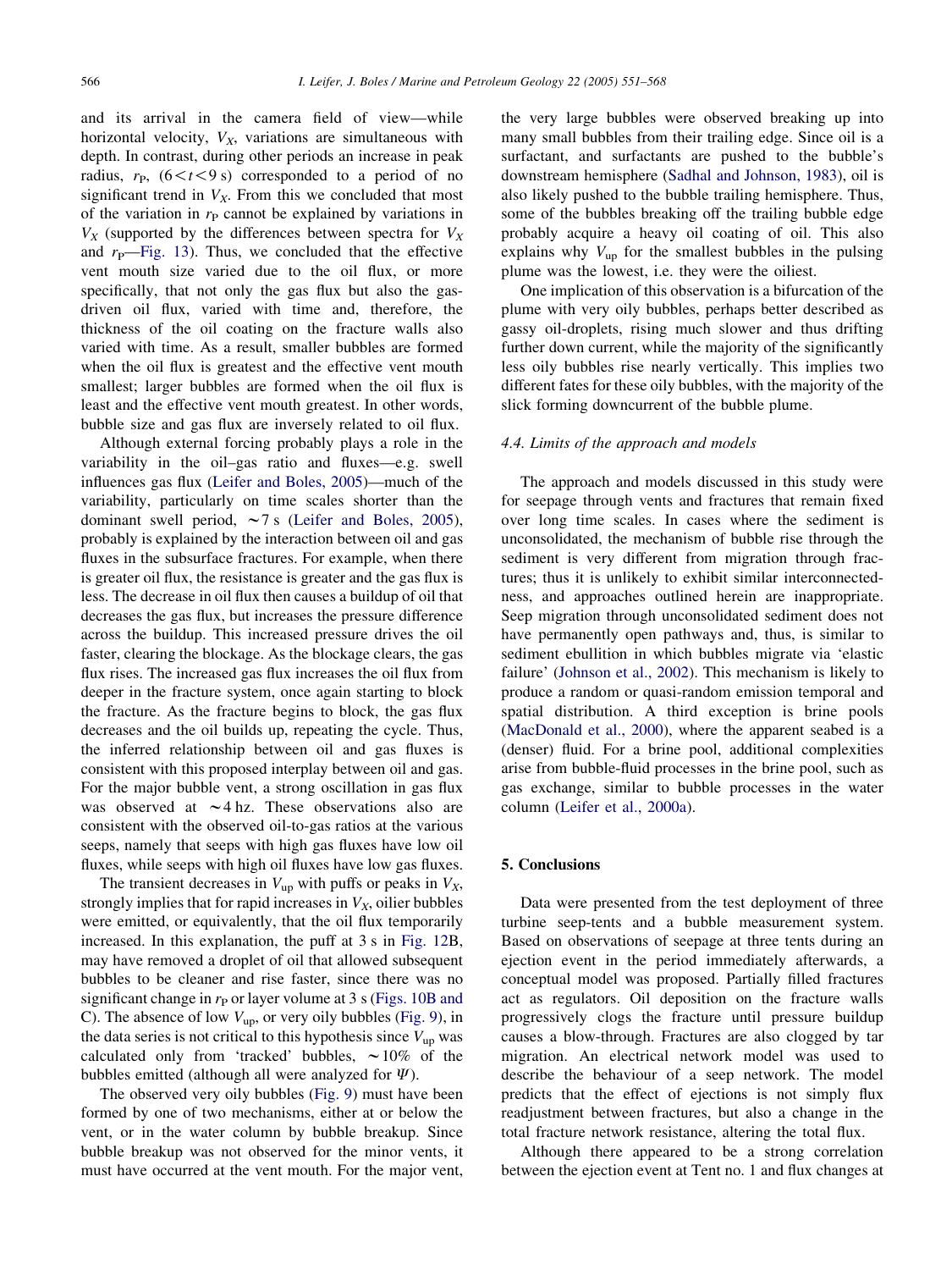and its arrival in the camera field of view—while horizontal velocity, $V_X$, variations are simultaneous with depth. In contrast, during other periods an increase in peak radius, $r_P$, ($6<t<9$ s) corresponded to a period of no significant trend in $V_X$. From this we concluded that most of the variation in $r_P$ cannot be explained by variations in $V_X$ (supported by the differences between spectra for $V_X$ and $r_P$—Fig. 13). Thus, we concluded that the effective vent mouth size varied due to the oil flux, or more specifically, that not only the gas flux but also the gas-driven oil flux, varied with time and, therefore, the thickness of the oil coating on the fracture walls also varied with time. As a result, smaller bubbles are formed when the oil flux is greatest and the effective vent mouth smallest; larger bubbles are formed when the oil flux is least and the effective vent mouth greatest. In other words, bubble size and gas flux are inversely related to oil flux.

Although external forcing probably plays a role in the variability in the oil–gas ratio and fluxes—e.g. swell influences gas flux (Leifer and Boles, 2005)—much of the variability, particularly on time scales shorter than the dominant swell period, $\sim 7$ s (Leifer and Boles, 2005), probably is explained by the interaction between oil and gas fluxes in the subsurface fractures. For example, when there is greater oil flux, the resistance is greater and the gas flux is less. The decrease in oil flux then causes a buildup of oil that decreases the gas flux, but increases the pressure difference across the buildup. This increased pressure drives the oil faster, clearing the blockage. As the blockage clears, the gas flux rises. The increased gas flux increases the oil flux from deeper in the fracture system, once again starting to block the fracture. As the fracture begins to block, the gas flux decreases and the oil builds up, repeating the cycle. Thus, the inferred relationship between oil and gas fluxes is consistent with this proposed interplay between oil and gas. For the major bubble vent, a strong oscillation in gas flux was observed at $\sim 4$ hz. These observations also are consistent with the observed oil-to-gas ratios at the various seeps, namely that seeps with high gas fluxes have low oil fluxes, while seeps with high oil fluxes have low gas fluxes.

The transient decreases in $V_{up}$ with puffs or peaks in $V_X$, strongly implies that for rapid increases in $V_X$, oilier bubbles were emitted, or equivalently, that the oil flux temporarily increased. In this explanation, the puff at 3 s in Fig. 12B, may have removed a droplet of oil that allowed subsequent bubbles to be cleaner and rise faster, since there was no significant change in $r_P$ or layer volume at 3 s (Figs. 10B and C). The absence of low $V_{up}$, or very oily bubbles (Fig. 9), in the data series is not critical to this hypothesis since $V_{up}$ was calculated only from 'tracked' bubbles, $\sim 10\%$ of the bubbles emitted (although all were analyzed for $\Psi$).

The observed very oily bubbles (Fig. 9) must have been formed by one of two mechanisms, either at or below the vent, or in the water column by bubble breakup. Since bubble breakup was not observed for the minor vents, it must have occurred at the vent mouth. For the major vent, the very large bubbles were observed breaking up into many small bubbles from their trailing edge. Since oil is a surfactant, and surfactants are pushed to the bubble's downstream hemisphere (Sadhal and Johnson, 1983), oil is also likely pushed to the bubble trailing hemisphere. Thus, some of the bubbles breaking off the trailing bubble edge probably acquire a heavy oil coating of oil. This also explains why $V_{up}$ for the smallest bubbles in the pulsing plume was the lowest, i.e. they were the oiliest.

One implication of this observation is a bifurcation of the plume with very oily bubbles, perhaps better described as gassy oil-droplets, rising much slower and thus drifting further down current, while the majority of the significantly less oily bubbles rise nearly vertically. This implies two different fates for these oily bubbles, with the majority of the slick forming downcurrent of the bubble plume.

### 4.4. Limits of the approach and models

The approach and models discussed in this study were for seepage through vents and fractures that remain fixed over long time scales. In cases where the sediment is unconsolidated, the mechanism of bubble rise through the sediment is very different from migration through fractures; thus it is unlikely to exhibit similar interconnectedness, and approaches outlined herein are inappropriate. Seep migration through unconsolidated sediment does not have permanently open pathways and, thus, is similar to sediment ebullition in which bubbles migrate via 'elastic failure' (Johnson et al., 2002). This mechanism is likely to produce a random or quasi-random emission temporal and spatial distribution. A third exception is brine pools (MacDonald et al., 2000), where the apparent seabed is a (denser) fluid. For a brine pool, additional complexities arise from bubble-fluid processes in the brine pool, such as gas exchange, similar to bubble processes in the water column (Leifer et al., 2000a).

## 5. Conclusions

Data were presented from the test deployment of three turbine seep-tents and a bubble measurement system. Based on observations of seepage at three tents during an ejection event in the period immediately afterwards, a conceptual model was proposed. Partially filled fractures act as regulators. Oil deposition on the fracture walls progressively clogs the fracture until pressure buildup causes a blow-through. Fractures are also clogged by tar migration. An electrical network model was used to describe the behaviour of a seep network. The model predicts that the effect of ejections is not simply flux readjustment between fractures, but also a change in the total fracture network resistance, altering the total flux.

Although there appeared to be a strong correlation between the ejection event at Tent no. 1 and flux changes at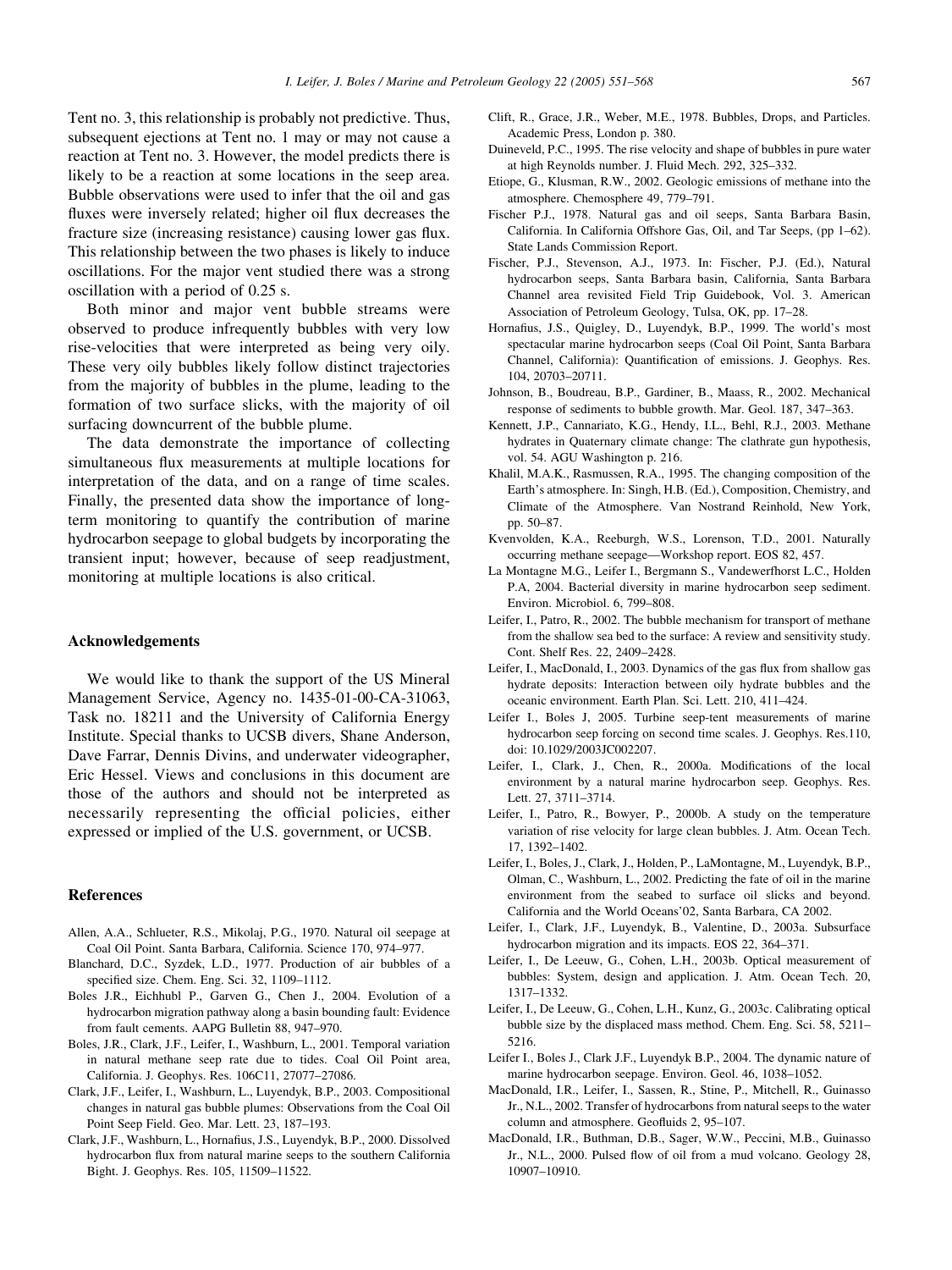Tent no. 3, this relationship is probably not predictive. Thus, subsequent ejections at Tent no. 1 may or may not cause a reaction at Tent no. 3. However, the model predicts there is likely to be a reaction at some locations in the seep area. Bubble observations were used to infer that the oil and gas fluxes were inversely related; higher oil flux decreases the fracture size (increasing resistance) causing lower gas flux. This relationship between the two phases is likely to induce oscillations. For the major vent studied there was a strong oscillation with a period of 0.25 s.

Both minor and major vent bubble streams were observed to produce infrequently bubbles with very low rise-velocities that were interpreted as being very oily. These very oily bubbles likely follow distinct trajectories from the majority of bubbles in the plume, leading to the formation of two surface slicks, with the majority of oil surfacing downcurrent of the bubble plume.

The data demonstrate the importance of collecting simultaneous flux measurements at multiple locations for interpretation of the data, and on a range of time scales. Finally, the presented data show the importance of long-term monitoring to quantify the contribution of marine hydrocarbon seepage to global budgets by incorporating the transient input; however, because of seep readjustment, monitoring at multiple locations is also critical.

## Acknowledgements

We would like to thank the support of the US Mineral Management Service, Agency no. 1435-01-00-CA-31063, Task no. 18211 and the University of California Energy Institute. Special thanks to UCSB divers, Shane Anderson, Dave Farrar, Dennis Divins, and underwater videographer, Eric Hessel. Views and conclusions in this document are those of the authors and should not be interpreted as necessarily representing the official policies, either expressed or implied of the U.S. government, or UCSB.

## References

Allen, A.A., Schlueter, R.S., Mikolaj, P.G., 1970. Natural oil seepage at Coal Oil Point. Santa Barbara, California. Science 170, 974–977.

Blanchard, D.C., Syzdek, L.D., 1977. Production of air bubbles of a specified size. Chem. Eng. Sci. 32, 1109–1112.

Boles J.R., Eichhubl P., Garven G., Chen J., 2004. Evolution of a hydrocarbon migration pathway along a basin bounding fault: Evidence from fault cements. AAPG Bulletin 88, 947–970.

Boles, J.R., Clark, J.F., Leifer, I., Washburn, L., 2001. Temporal variation in natural methane seep rate due to tides. Coal Oil Point area, California. J. Geophys. Res. 106C11, 27077–27086.

Clark, J.F., Leifer, I., Washburn, L., Luyendyk, B.P., 2003. Compositional changes in natural gas bubble plumes: Observations from the Coal Oil Point Seep Field. Geo. Mar. Lett. 23, 187–193.

Clark, J.F., Washburn, L., Hornafius, J.S., Luyendyk, B.P., 2000. Dissolved hydrocarbon flux from natural marine seeps to the southern California Bight. J. Geophys. Res. 105, 11509–11522.

Clift, R., Grace, J.R., Weber, M.E., 1978. Bubbles, Drops, and Particles. Academic Press, London p. 380.

Duineveld, P.C., 1995. The rise velocity and shape of bubbles in pure water at high Reynolds number. J. Fluid Mech. 292, 325–332.

Etiope, G., Klusman, R.W., 2002. Geologic emissions of methane into the atmosphere. Chemosphere 49, 779–791.

Fischer P.J., 1978. Natural gas and oil seeps, Santa Barbara Basin, California. In California Offshore Gas, Oil, and Tar Seeps, (pp 1–62). State Lands Commission Report.

Fischer, P.J., Stevenson, A.J., 1973. In: Fischer, P.J. (Ed.), Natural hydrocarbon seeps, Santa Barbara basin, California, Santa Barbara Channel area revisited Field Trip Guidebook, Vol. 3. American Association of Petroleum Geology, Tulsa, OK, pp. 17–28.

Hornafius, J.S., Quigley, D., Luyendyk, B.P., 1999. The world's most spectacular marine hydrocarbon seeps (Coal Oil Point, Santa Barbara Channel, California): Quantification of emissions. J. Geophys. Res. 104, 20703–20711.

Johnson, B., Boudreau, B.P., Gardiner, B., Maass, R., 2002. Mechanical response of sediments to bubble growth. Mar. Geol. 187, 347–363.

Kennett, J.P., Cannariato, K.G., Hendy, I.L., Behl, R.J., 2003. Methane hydrates in Quaternary climate change: The clathrate gun hypothesis, vol. 54. AGU Washington p. 216.

Khalil, M.A.K., Rasmussen, R.A., 1995. The changing composition of the Earth's atmosphere. In: Singh, H.B. (Ed.), Composition, Chemistry, and Climate of the Atmosphere. Van Nostrand Reinhold, New York, pp. 50–87.

Kvenvolden, K.A., Reeburgh, W.S., Lorenson, T.D., 2001. Naturally occurring methane seepage—Workshop report. EOS 82, 457.

La Montagne M.G., Leifer I., Bergmann S., Vandewerfhorst L.C., Holden P.A, 2004. Bacterial diversity in marine hydrocarbon seep sediment. Environ. Microbiol. 6, 799–808.

Leifer, I., Patro, R., 2002. The bubble mechanism for transport of methane from the shallow sea bed to the surface: A review and sensitivity study. Cont. Shelf Res. 22, 2409–2428.

Leifer, I., MacDonald, I., 2003. Dynamics of the gas flux from shallow gas hydrate deposits: Interaction between oily hydrate bubbles and the oceanic environment. Earth Plan. Sci. Lett. 210, 411–424.

Leifer I., Boles J, 2005. Turbine seep-tent measurements of marine hydrocarbon seep forcing on second time scales. J. Geophys. Res.110, doi: 10.1029/2003JC002207.

Leifer, I., Clark, J., Chen, R., 2000a. Modifications of the local environment by a natural marine hydrocarbon seep. Geophys. Res. Lett. 27, 3711–3714.

Leifer, I., Patro, R., Bowyer, P., 2000b. A study on the temperature variation of rise velocity for large clean bubbles. J. Atm. Ocean Tech. 17, 1392–1402.

Leifer, I., Boles, J., Clark, J., Holden, P., LaMontagne, M., Luyendyk, B.P., Olman, C., Washburn, L., 2002. Predicting the fate of oil in the marine environment from the seabed to surface oil slicks and beyond. California and the World Oceans'02, Santa Barbara, CA 2002.

Leifer, I., Clark, J.F., Luyendyk, B., Valentine, D., 2003a. Subsurface hydrocarbon migration and its impacts. EOS 22, 364–371.

Leifer, I., De Leeuw, G., Cohen, L.H., 2003b. Optical measurement of bubbles: System, design and application. J. Atm. Ocean Tech. 20, 1317–1332.

Leifer, I., De Leeuw, G., Cohen, L.H., Kunz, G., 2003c. Calibrating optical bubble size by the displaced mass method. Chem. Eng. Sci. 58, 5211–5216.

Leifer I., Boles J., Clark J.F., Luyendyk B.P., 2004. The dynamic nature of marine hydrocarbon seepage. Environ. Geol. 46, 1038–1052.

MacDonald, I.R., Leifer, I., Sassen, R., Stine, P., Mitchell, R., Guinasso Jr., N.L., 2002. Transfer of hydrocarbons from natural seeps to the water column and atmosphere. Geofluids 2, 95–107.

MacDonald, I.R., Buthman, D.B., Sager, W.W., Peccini, M.B., Guinasso Jr., N.L., 2000. Pulsed flow of oil from a mud volcano. Geology 28, 10907–10910.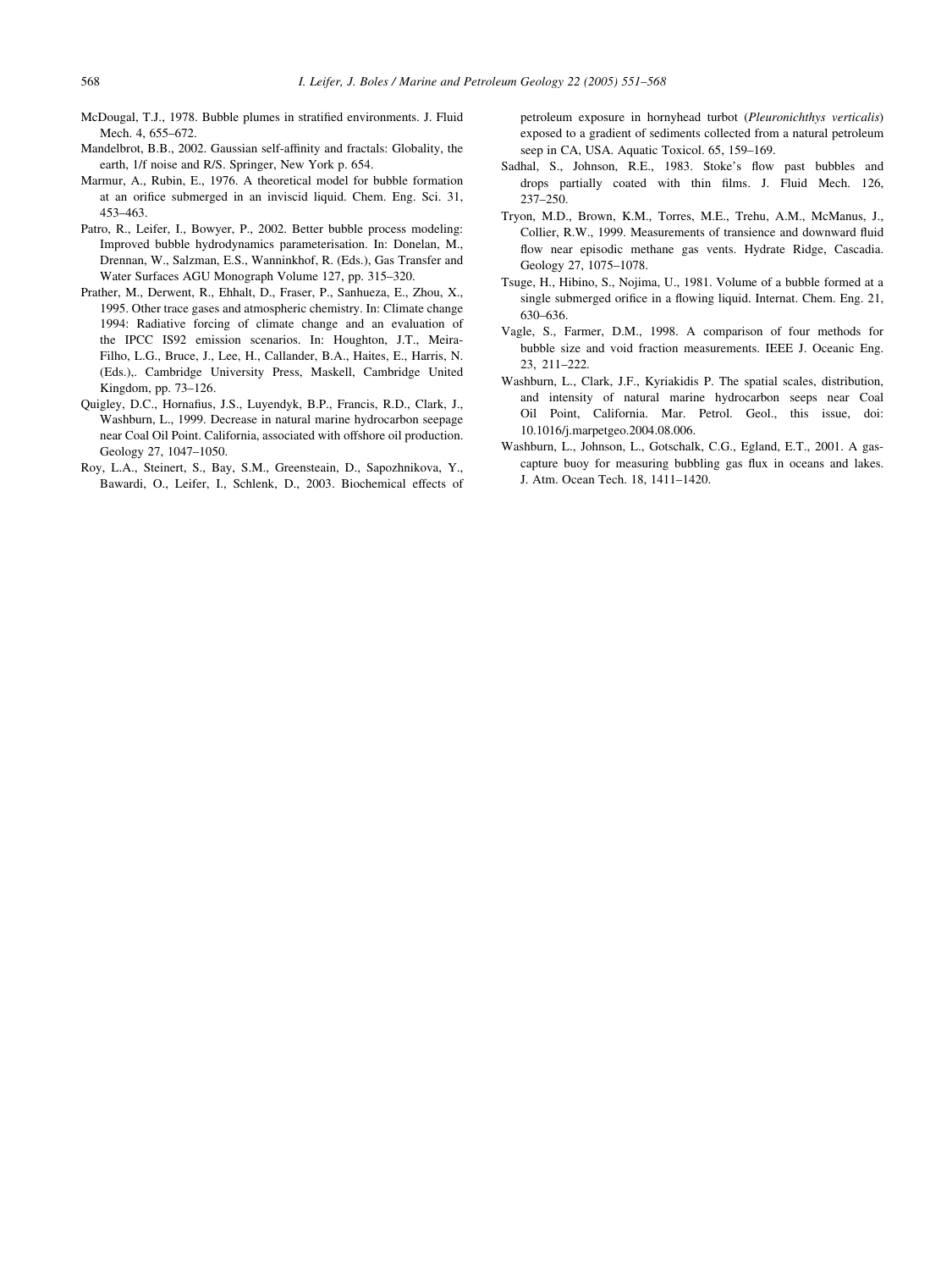McDougal, T.J., 1978. Bubble plumes in stratified environments. J. Fluid Mech. 4, 655–672.

Mandelbrot, B.B., 2002. Gaussian self-affinity and fractals: Globality, the earth, 1/f noise and R/S. Springer, New York p. 654.

Marmur, A., Rubin, E., 1976. A theoretical model for bubble formation at an orifice submerged in an inviscid liquid. Chem. Eng. Sci. 31, 453–463.

Patro, R., Leifer, I., Bowyer, P., 2002. Better bubble process modeling: Improved bubble hydrodynamics parameterisation. In: Donelan, M., Drennan, W., Salzman, E.S., Wanninkhof, R. (Eds.), Gas Transfer and Water Surfaces AGU Monograph Volume 127, pp. 315–320.

Prather, M., Derwent, R., Ehhalt, D., Fraser, P., Sanhueza, E., Zhou, X., 1995. Other trace gases and atmospheric chemistry. In: Climate change 1994: Radiative forcing of climate change and an evaluation of the IPCC IS92 emission scenarios. In: Houghton, J.T., Meira-Filho, L.G., Bruce, J., Lee, H., Callander, B.A., Haites, E., Harris, N. (Eds.),. Cambridge University Press, Maskell, Cambridge United Kingdom, pp. 73–126.

Quigley, D.C., Hornafius, J.S., Luyendyk, B.P., Francis, R.D., Clark, J., Washburn, L., 1999. Decrease in natural marine hydrocarbon seepage near Coal Oil Point. California, associated with offshore oil production. Geology 27, 1047–1050.

Roy, L.A., Steinert, S., Bay, S.M., Greensteain, D., Sapozhnikova, Y., Bawardi, O., Leifer, I., Schlenk, D., 2003. Biochemical effects of petroleum exposure in hornyhead turbot (*Pleuronichthys verticalis*) exposed to a gradient of sediments collected from a natural petroleum seep in CA, USA. Aquatic Toxicol. 65, 159–169.

Sadhal, S., Johnson, R.E., 1983. Stoke's flow past bubbles and drops partially coated with thin films. J. Fluid Mech. 126, 237–250.

Tryon, M.D., Brown, K.M., Torres, M.E., Trehu, A.M., McManus, J., Collier, R.W., 1999. Measurements of transience and downward fluid flow near episodic methane gas vents. Hydrate Ridge, Cascadia. Geology 27, 1075–1078.

Tsuge, H., Hibino, S., Nojima, U., 1981. Volume of a bubble formed at a single submerged orifice in a flowing liquid. Internat. Chem. Eng. 21, 630–636.

Vagle, S., Farmer, D.M., 1998. A comparison of four methods for bubble size and void fraction measurements. IEEE J. Oceanic Eng. 23, 211–222.

Washburn, L., Clark, J.F., Kyriakidis P. The spatial scales, distribution, and intensity of natural marine hydrocarbon seeps near Coal Oil Point, California. Mar. Petrol. Geol., this issue, doi: 10.1016/j.marpetgeo.2004.08.006.

Washburn, L., Johnson, L., Gotschalk, C.G., Egland, E.T., 2001. A gas-capture buoy for measuring bubbling gas flux in oceans and lakes. J. Atm. Ocean Tech. 18, 1411–1420.